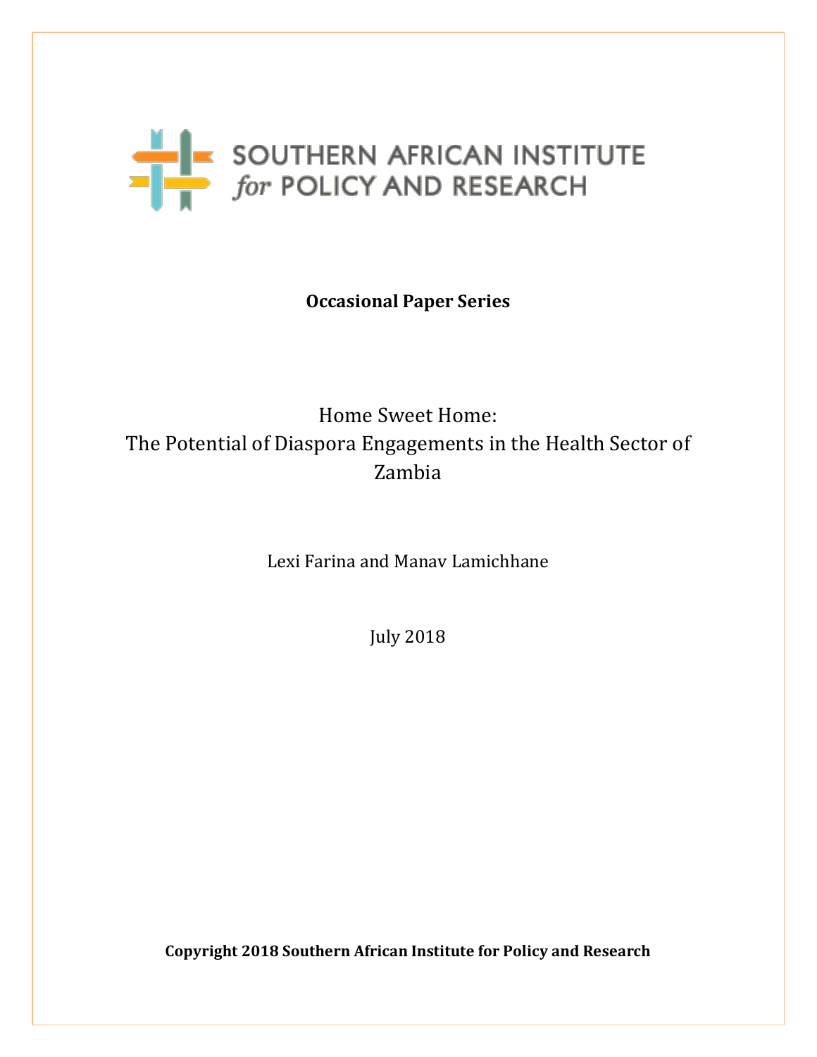SOUTHERN AFRICAN INSTITUTE *for* POLICY AND RESEARCH

**Occasional Paper Series**

# Home Sweet Home: The Potential of Diaspora Engagements in the Health Sector of Zambia

Lexi Farina and Manav Lamichhane

July 2018

**Copyright 2018 Southern African Institute for Policy and Research**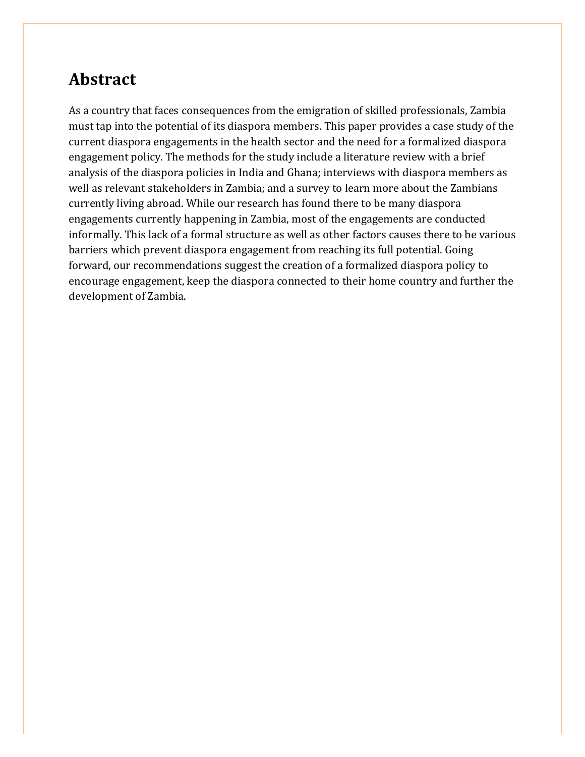# Abstract

As a country that faces consequences from the emigration of skilled professionals, Zambia must tap into the potential of its diaspora members. This paper provides a case study of the current diaspora engagements in the health sector and the need for a formalized diaspora engagement policy. The methods for the study include a literature review with a brief analysis of the diaspora policies in India and Ghana; interviews with diaspora members as well as relevant stakeholders in Zambia; and a survey to learn more about the Zambians currently living abroad. While our research has found there to be many diaspora engagements currently happening in Zambia, most of the engagements are conducted informally. This lack of a formal structure as well as other factors causes there to be various barriers which prevent diaspora engagement from reaching its full potential. Going forward, our recommendations suggest the creation of a formalized diaspora policy to encourage engagement, keep the diaspora connected to their home country and further the development of Zambia.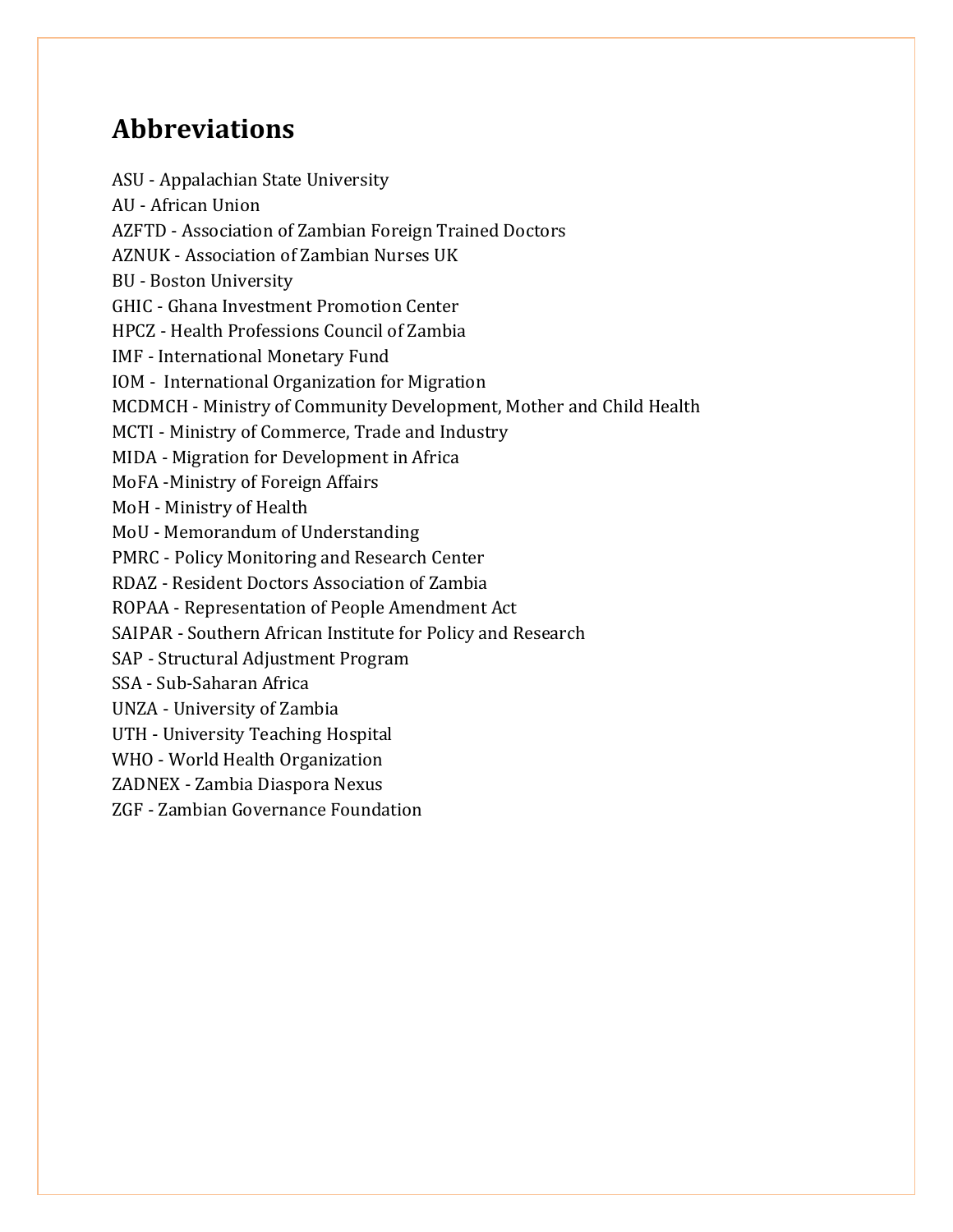## Abbreviations

ASU - Appalachian State University
AU - African Union
AZFTD - Association of Zambian Foreign Trained Doctors
AZNUK - Association of Zambian Nurses UK
BU - Boston University
GHIC - Ghana Investment Promotion Center
HPCZ - Health Professions Council of Zambia
IMF - International Monetary Fund
IOM - International Organization for Migration
MCDMCH - Ministry of Community Development, Mother and Child Health
MCTI - Ministry of Commerce, Trade and Industry
MIDA - Migration for Development in Africa
MoFA -Ministry of Foreign Affairs
MoH - Ministry of Health
MoU - Memorandum of Understanding
PMRC - Policy Monitoring and Research Center
RDAZ - Resident Doctors Association of Zambia
ROPAA - Representation of People Amendment Act
SAIPAR - Southern African Institute for Policy and Research
SAP - Structural Adjustment Program
SSA - Sub-Saharan Africa
UNZA - University of Zambia
UTH - University Teaching Hospital
WHO - World Health Organization
ZADNEX - Zambia Diaspora Nexus
ZGF - Zambian Governance Foundation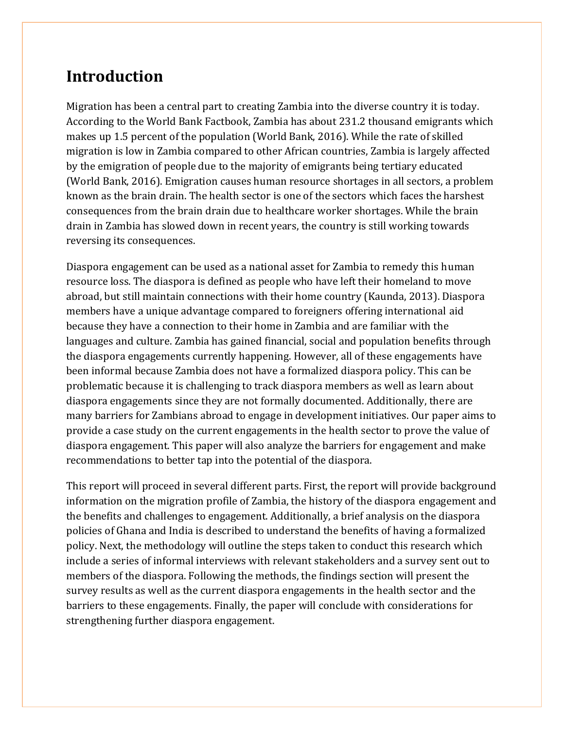# Introduction

Migration has been a central part to creating Zambia into the diverse country it is today. According to the World Bank Factbook, Zambia has about 231.2 thousand emigrants which makes up 1.5 percent of the population (World Bank, 2016). While the rate of skilled migration is low in Zambia compared to other African countries, Zambia is largely affected by the emigration of people due to the majority of emigrants being tertiary educated (World Bank, 2016). Emigration causes human resource shortages in all sectors, a problem known as the brain drain. The health sector is one of the sectors which faces the harshest consequences from the brain drain due to healthcare worker shortages. While the brain drain in Zambia has slowed down in recent years, the country is still working towards reversing its consequences.

Diaspora engagement can be used as a national asset for Zambia to remedy this human resource loss. The diaspora is defined as people who have left their homeland to move abroad, but still maintain connections with their home country (Kaunda, 2013). Diaspora members have a unique advantage compared to foreigners offering international aid because they have a connection to their home in Zambia and are familiar with the languages and culture. Zambia has gained financial, social and population benefits through the diaspora engagements currently happening. However, all of these engagements have been informal because Zambia does not have a formalized diaspora policy. This can be problematic because it is challenging to track diaspora members as well as learn about diaspora engagements since they are not formally documented. Additionally, there are many barriers for Zambians abroad to engage in development initiatives. Our paper aims to provide a case study on the current engagements in the health sector to prove the value of diaspora engagement. This paper will also analyze the barriers for engagement and make recommendations to better tap into the potential of the diaspora.

This report will proceed in several different parts. First, the report will provide background information on the migration profile of Zambia, the history of the diaspora engagement and the benefits and challenges to engagement. Additionally, a brief analysis on the diaspora policies of Ghana and India is described to understand the benefits of having a formalized policy. Next, the methodology will outline the steps taken to conduct this research which include a series of informal interviews with relevant stakeholders and a survey sent out to members of the diaspora. Following the methods, the findings section will present the survey results as well as the current diaspora engagements in the health sector and the barriers to these engagements. Finally, the paper will conclude with considerations for strengthening further diaspora engagement.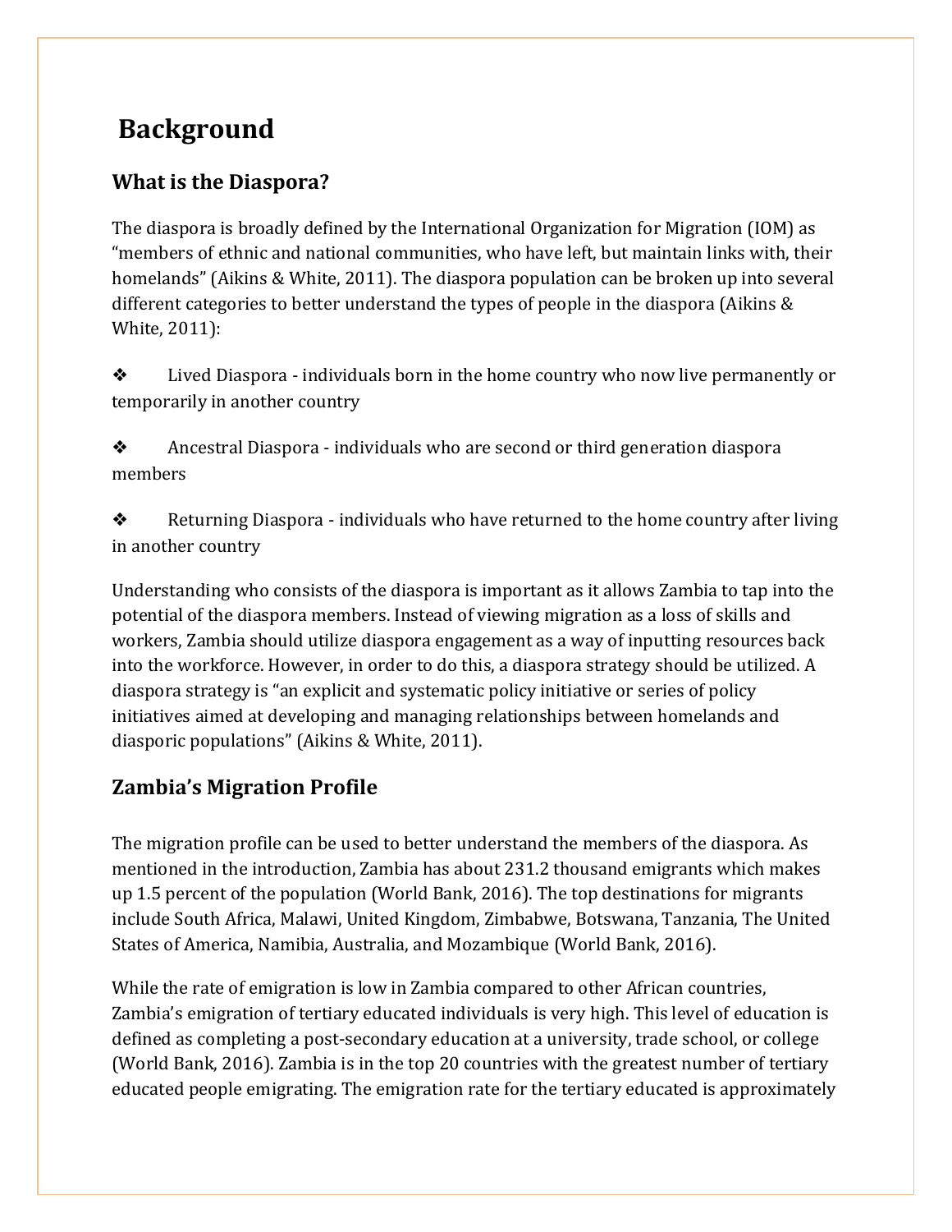# Background

## What is the Diaspora?

The diaspora is broadly defined by the International Organization for Migration (IOM) as "members of ethnic and national communities, who have left, but maintain links with, their homelands" (Aikins & White, 2011). The diaspora population can be broken up into several different categories to better understand the types of people in the diaspora (Aikins & White, 2011):

❖ Lived Diaspora - individuals born in the home country who now live permanently or temporarily in another country

❖ Ancestral Diaspora - individuals who are second or third generation diaspora members

❖ Returning Diaspora - individuals who have returned to the home country after living in another country

Understanding who consists of the diaspora is important as it allows Zambia to tap into the potential of the diaspora members. Instead of viewing migration as a loss of skills and workers, Zambia should utilize diaspora engagement as a way of inputting resources back into the workforce. However, in order to do this, a diaspora strategy should be utilized. A diaspora strategy is "an explicit and systematic policy initiative or series of policy initiatives aimed at developing and managing relationships between homelands and diasporic populations" (Aikins & White, 2011).

## Zambia's Migration Profile

The migration profile can be used to better understand the members of the diaspora. As mentioned in the introduction, Zambia has about 231.2 thousand emigrants which makes up 1.5 percent of the population (World Bank, 2016). The top destinations for migrants include South Africa, Malawi, United Kingdom, Zimbabwe, Botswana, Tanzania, The United States of America, Namibia, Australia, and Mozambique (World Bank, 2016).

While the rate of emigration is low in Zambia compared to other African countries, Zambia's emigration of tertiary educated individuals is very high. This level of education is defined as completing a post-secondary education at a university, trade school, or college (World Bank, 2016). Zambia is in the top 20 countries with the greatest number of tertiary educated people emigrating. The emigration rate for the tertiary educated is approximately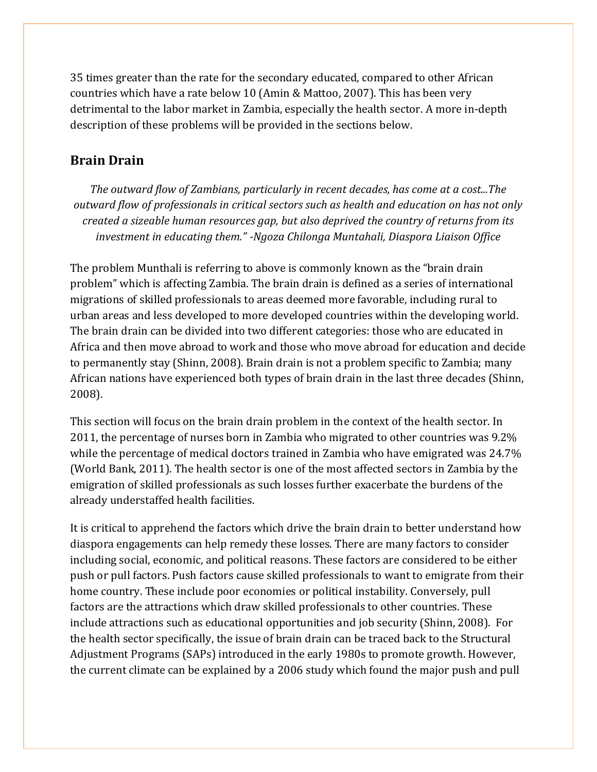35 times greater than the rate for the secondary educated, compared to other African countries which have a rate below 10 (Amin & Mattoo, 2007). This has been very detrimental to the labor market in Zambia, especially the health sector. A more in-depth description of these problems will be provided in the sections below.

## Brain Drain

> *The outward flow of Zambians, particularly in recent decades, has come at a cost...The outward flow of professionals in critical sectors such as health and education on has not only created a sizeable human resources gap, but also deprived the country of returns from its investment in educating them." -Ngoza Chilonga Muntahali, Diaspora Liaison Office*

The problem Munthali is referring to above is commonly known as the "brain drain problem" which is affecting Zambia. The brain drain is defined as a series of international migrations of skilled professionals to areas deemed more favorable, including rural to urban areas and less developed to more developed countries within the developing world. The brain drain can be divided into two different categories: those who are educated in Africa and then move abroad to work and those who move abroad for education and decide to permanently stay (Shinn, 2008). Brain drain is not a problem specific to Zambia; many African nations have experienced both types of brain drain in the last three decades (Shinn, 2008).

This section will focus on the brain drain problem in the context of the health sector. In 2011, the percentage of nurses born in Zambia who migrated to other countries was 9.2% while the percentage of medical doctors trained in Zambia who have emigrated was 24.7% (World Bank, 2011). The health sector is one of the most affected sectors in Zambia by the emigration of skilled professionals as such losses further exacerbate the burdens of the already understaffed health facilities.

It is critical to apprehend the factors which drive the brain drain to better understand how diaspora engagements can help remedy these losses. There are many factors to consider including social, economic, and political reasons. These factors are considered to be either push or pull factors. Push factors cause skilled professionals to want to emigrate from their home country. These include poor economies or political instability. Conversely, pull factors are the attractions which draw skilled professionals to other countries. These include attractions such as educational opportunities and job security (Shinn, 2008). For the health sector specifically, the issue of brain drain can be traced back to the Structural Adjustment Programs (SAPs) introduced in the early 1980s to promote growth. However, the current climate can be explained by a 2006 study which found the major push and pull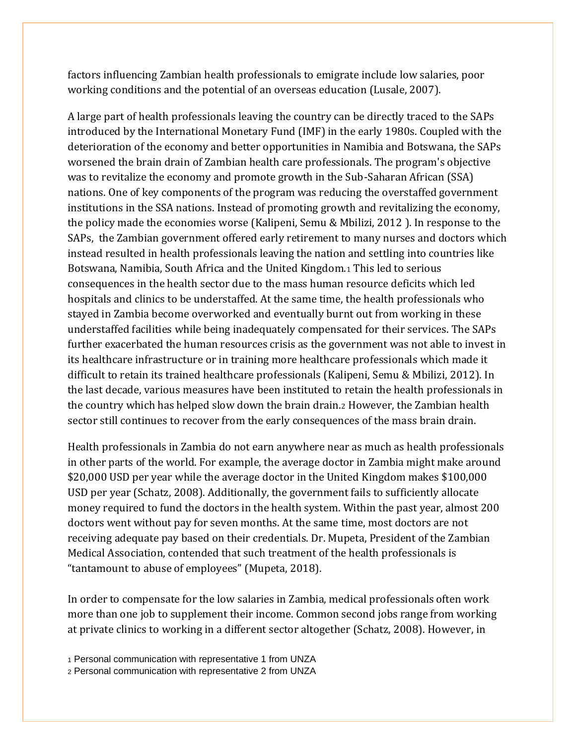factors influencing Zambian health professionals to emigrate include low salaries, poor working conditions and the potential of an overseas education (Lusale, 2007).

A large part of health professionals leaving the country can be directly traced to the SAPs introduced by the International Monetary Fund (IMF) in the early 1980s. Coupled with the deterioration of the economy and better opportunities in Namibia and Botswana, the SAPs worsened the brain drain of Zambian health care professionals. The program's objective was to revitalize the economy and promote growth in the Sub-Saharan African (SSA) nations. One of key components of the program was reducing the overstaffed government institutions in the SSA nations. Instead of promoting growth and revitalizing the economy, the policy made the economies worse (Kalipeni, Semu & Mbilizi, 2012 ). In response to the SAPs, the Zambian government offered early retirement to many nurses and doctors which instead resulted in health professionals leaving the nation and settling into countries like Botswana, Namibia, South Africa and the United Kingdom.[1] This led to serious consequences in the health sector due to the mass human resource deficits which led hospitals and clinics to be understaffed. At the same time, the health professionals who stayed in Zambia become overworked and eventually burnt out from working in these understaffed facilities while being inadequately compensated for their services. The SAPs further exacerbated the human resources crisis as the government was not able to invest in its healthcare infrastructure or in training more healthcare professionals which made it difficult to retain its trained healthcare professionals (Kalipeni, Semu & Mbilizi, 2012). In the last decade, various measures have been instituted to retain the health professionals in the country which has helped slow down the brain drain.[2] However, the Zambian health sector still continues to recover from the early consequences of the mass brain drain.

Health professionals in Zambia do not earn anywhere near as much as health professionals in other parts of the world. For example, the average doctor in Zambia might make around $20,000 USD per year while the average doctor in the United Kingdom makes $100,000 USD per year (Schatz, 2008). Additionally, the government fails to sufficiently allocate money required to fund the doctors in the health system. Within the past year, almost 200 doctors went without pay for seven months. At the same time, most doctors are not receiving adequate pay based on their credentials. Dr. Mupeta, President of the Zambian Medical Association, contended that such treatment of the health professionals is "tantamount to abuse of employees" (Mupeta, 2018).

In order to compensate for the low salaries in Zambia, medical professionals often work more than one job to supplement their income. Common second jobs range from working at private clinics to working in a different sector altogether (Schatz, 2008). However, in

[1] Personal communication with representative 1 from UNZA

[2] Personal communication with representative 2 from UNZA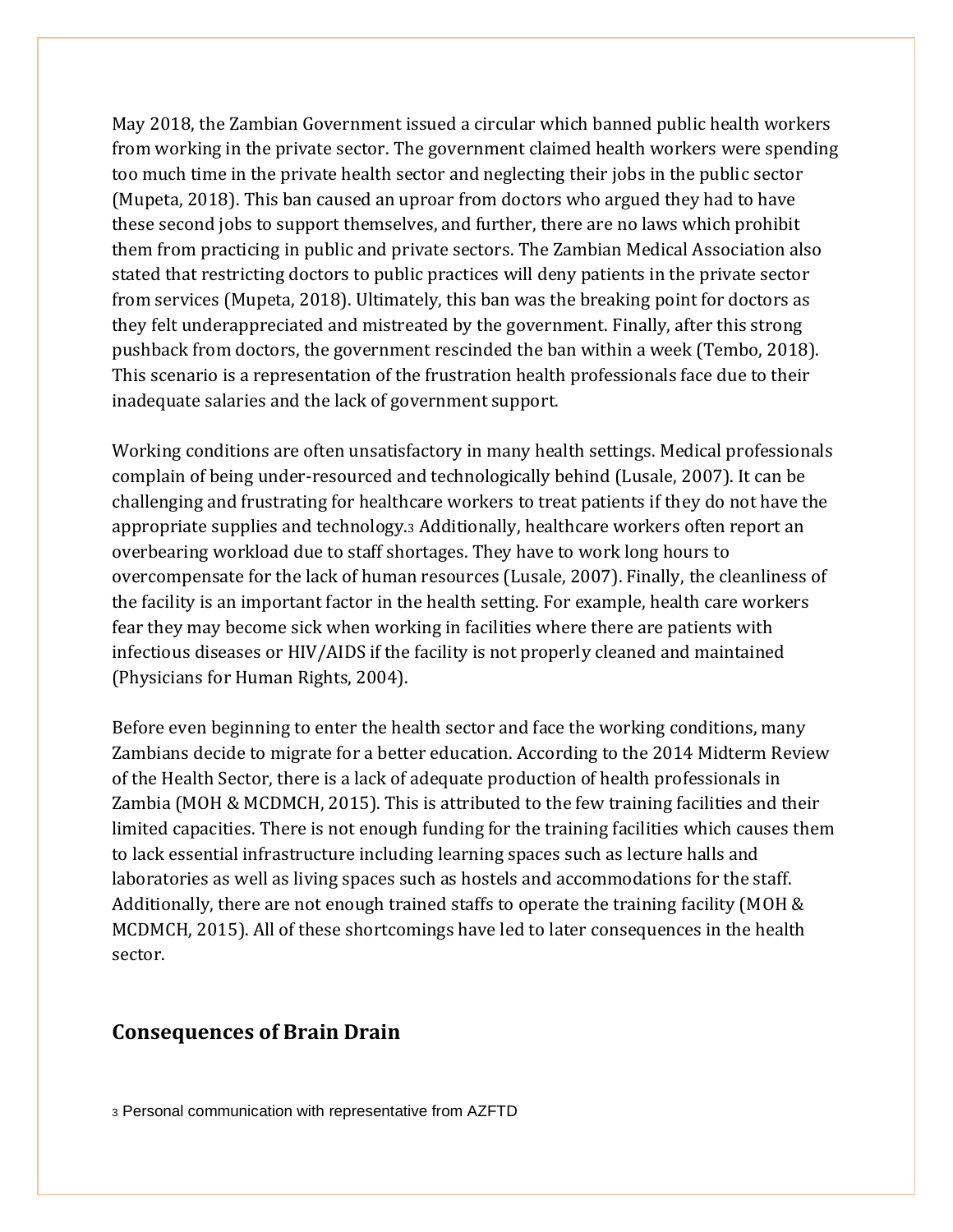May 2018, the Zambian Government issued a circular which banned public health workers from working in the private sector. The government claimed health workers were spending too much time in the private health sector and neglecting their jobs in the public sector (Mupeta, 2018). This ban caused an uproar from doctors who argued they had to have these second jobs to support themselves, and further, there are no laws which prohibit them from practicing in public and private sectors. The Zambian Medical Association also stated that restricting doctors to public practices will deny patients in the private sector from services (Mupeta, 2018). Ultimately, this ban was the breaking point for doctors as they felt underappreciated and mistreated by the government. Finally, after this strong pushback from doctors, the government rescinded the ban within a week (Tembo, 2018). This scenario is a representation of the frustration health professionals face due to their inadequate salaries and the lack of government support.

Working conditions are often unsatisfactory in many health settings. Medical professionals complain of being under-resourced and technologically behind (Lusale, 2007). It can be challenging and frustrating for healthcare workers to treat patients if they do not have the appropriate supplies and technology.[3] Additionally, healthcare workers often report an overbearing workload due to staff shortages. They have to work long hours to overcompensate for the lack of human resources (Lusale, 2007). Finally, the cleanliness of the facility is an important factor in the health setting. For example, health care workers fear they may become sick when working in facilities where there are patients with infectious diseases or HIV/AIDS if the facility is not properly cleaned and maintained (Physicians for Human Rights, 2004).

Before even beginning to enter the health sector and face the working conditions, many Zambians decide to migrate for a better education. According to the 2014 Midterm Review of the Health Sector, there is a lack of adequate production of health professionals in Zambia (MOH & MCDMCH, 2015). This is attributed to the few training facilities and their limited capacities. There is not enough funding for the training facilities which causes them to lack essential infrastructure including learning spaces such as lecture halls and laboratories as well as living spaces such as hostels and accommodations for the staff. Additionally, there are not enough trained staffs to operate the training facility (MOH & MCDMCH, 2015). All of these shortcomings have led to later consequences in the health sector.

## Consequences of Brain Drain

[3] Personal communication with representative from AZFTD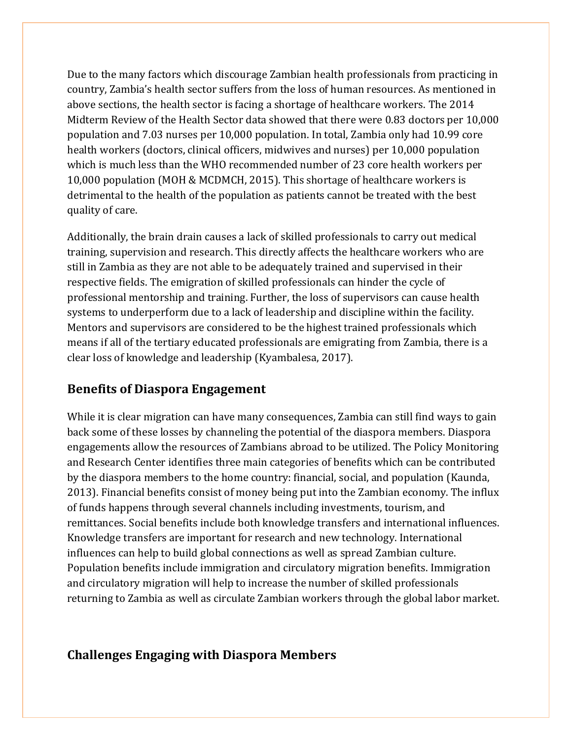Due to the many factors which discourage Zambian health professionals from practicing in country, Zambia's health sector suffers from the loss of human resources. As mentioned in above sections, the health sector is facing a shortage of healthcare workers. The 2014 Midterm Review of the Health Sector data showed that there were 0.83 doctors per 10,000 population and 7.03 nurses per 10,000 population. In total, Zambia only had 10.99 core health workers (doctors, clinical officers, midwives and nurses) per 10,000 population which is much less than the WHO recommended number of 23 core health workers per 10,000 population (MOH & MCDMCH, 2015). This shortage of healthcare workers is detrimental to the health of the population as patients cannot be treated with the best quality of care.

Additionally, the brain drain causes a lack of skilled professionals to carry out medical training, supervision and research. This directly affects the healthcare workers who are still in Zambia as they are not able to be adequately trained and supervised in their respective fields. The emigration of skilled professionals can hinder the cycle of professional mentorship and training. Further, the loss of supervisors can cause health systems to underperform due to a lack of leadership and discipline within the facility. Mentors and supervisors are considered to be the highest trained professionals which means if all of the tertiary educated professionals are emigrating from Zambia, there is a clear loss of knowledge and leadership (Kyambalesa, 2017).

## Benefits of Diaspora Engagement

While it is clear migration can have many consequences, Zambia can still find ways to gain back some of these losses by channeling the potential of the diaspora members. Diaspora engagements allow the resources of Zambians abroad to be utilized. The Policy Monitoring and Research Center identifies three main categories of benefits which can be contributed by the diaspora members to the home country: financial, social, and population (Kaunda, 2013). Financial benefits consist of money being put into the Zambian economy. The influx of funds happens through several channels including investments, tourism, and remittances. Social benefits include both knowledge transfers and international influences. Knowledge transfers are important for research and new technology. International influences can help to build global connections as well as spread Zambian culture. Population benefits include immigration and circulatory migration benefits. Immigration and circulatory migration will help to increase the number of skilled professionals returning to Zambia as well as circulate Zambian workers through the global labor market.

## Challenges Engaging with Diaspora Members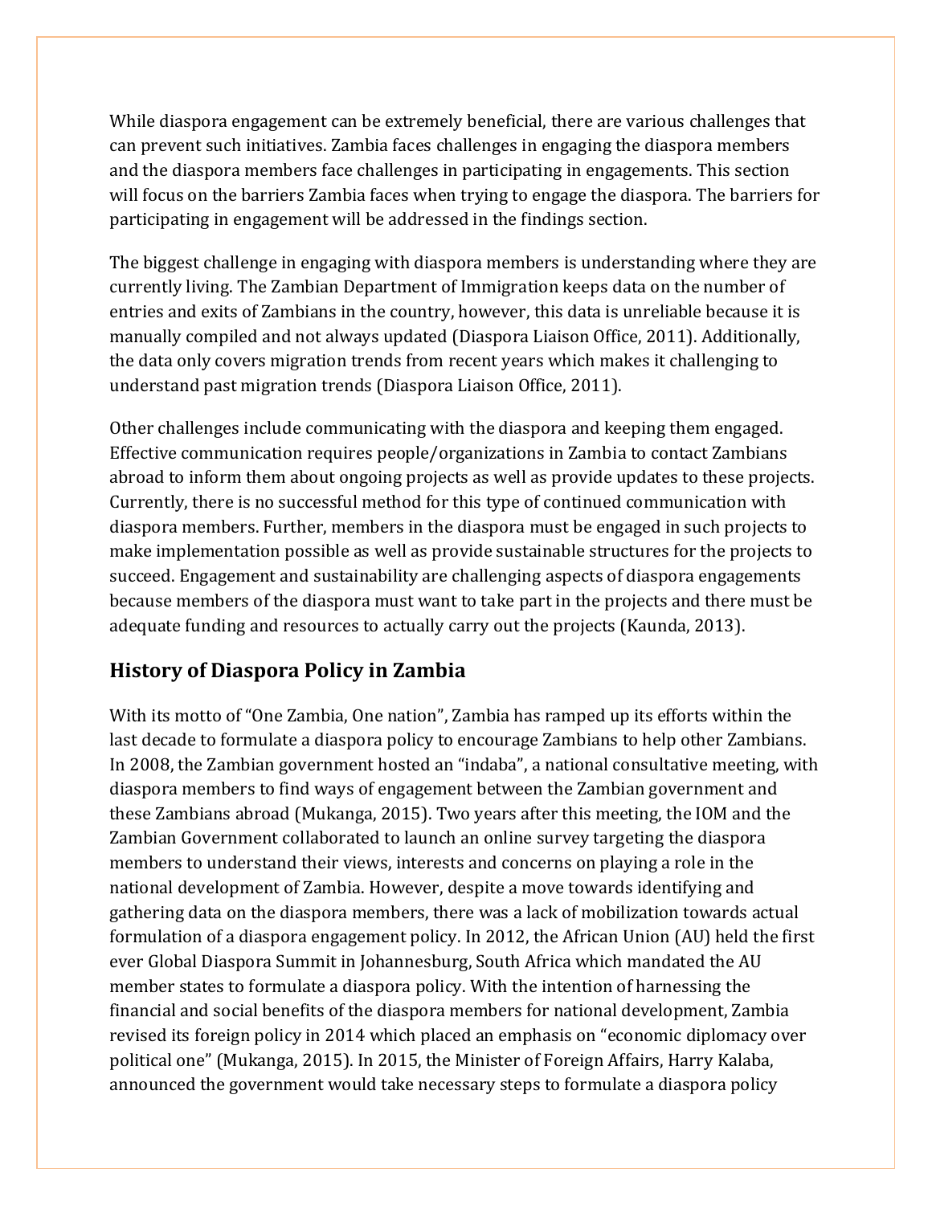While diaspora engagement can be extremely beneficial, there are various challenges that can prevent such initiatives. Zambia faces challenges in engaging the diaspora members and the diaspora members face challenges in participating in engagements. This section will focus on the barriers Zambia faces when trying to engage the diaspora. The barriers for participating in engagement will be addressed in the findings section.

The biggest challenge in engaging with diaspora members is understanding where they are currently living. The Zambian Department of Immigration keeps data on the number of entries and exits of Zambians in the country, however, this data is unreliable because it is manually compiled and not always updated (Diaspora Liaison Office, 2011). Additionally, the data only covers migration trends from recent years which makes it challenging to understand past migration trends (Diaspora Liaison Office, 2011).

Other challenges include communicating with the diaspora and keeping them engaged. Effective communication requires people/organizations in Zambia to contact Zambians abroad to inform them about ongoing projects as well as provide updates to these projects. Currently, there is no successful method for this type of continued communication with diaspora members. Further, members in the diaspora must be engaged in such projects to make implementation possible as well as provide sustainable structures for the projects to succeed. Engagement and sustainability are challenging aspects of diaspora engagements because members of the diaspora must want to take part in the projects and there must be adequate funding and resources to actually carry out the projects (Kaunda, 2013).

## History of Diaspora Policy in Zambia

With its motto of “One Zambia, One nation”, Zambia has ramped up its efforts within the last decade to formulate a diaspora policy to encourage Zambians to help other Zambians. In 2008, the Zambian government hosted an “indaba”, a national consultative meeting, with diaspora members to find ways of engagement between the Zambian government and these Zambians abroad (Mukanga, 2015). Two years after this meeting, the IOM and the Zambian Government collaborated to launch an online survey targeting the diaspora members to understand their views, interests and concerns on playing a role in the national development of Zambia. However, despite a move towards identifying and gathering data on the diaspora members, there was a lack of mobilization towards actual formulation of a diaspora engagement policy. In 2012, the African Union (AU) held the first ever Global Diaspora Summit in Johannesburg, South Africa which mandated the AU member states to formulate a diaspora policy. With the intention of harnessing the financial and social benefits of the diaspora members for national development, Zambia revised its foreign policy in 2014 which placed an emphasis on “economic diplomacy over political one” (Mukanga, 2015). In 2015, the Minister of Foreign Affairs, Harry Kalaba, announced the government would take necessary steps to formulate a diaspora policy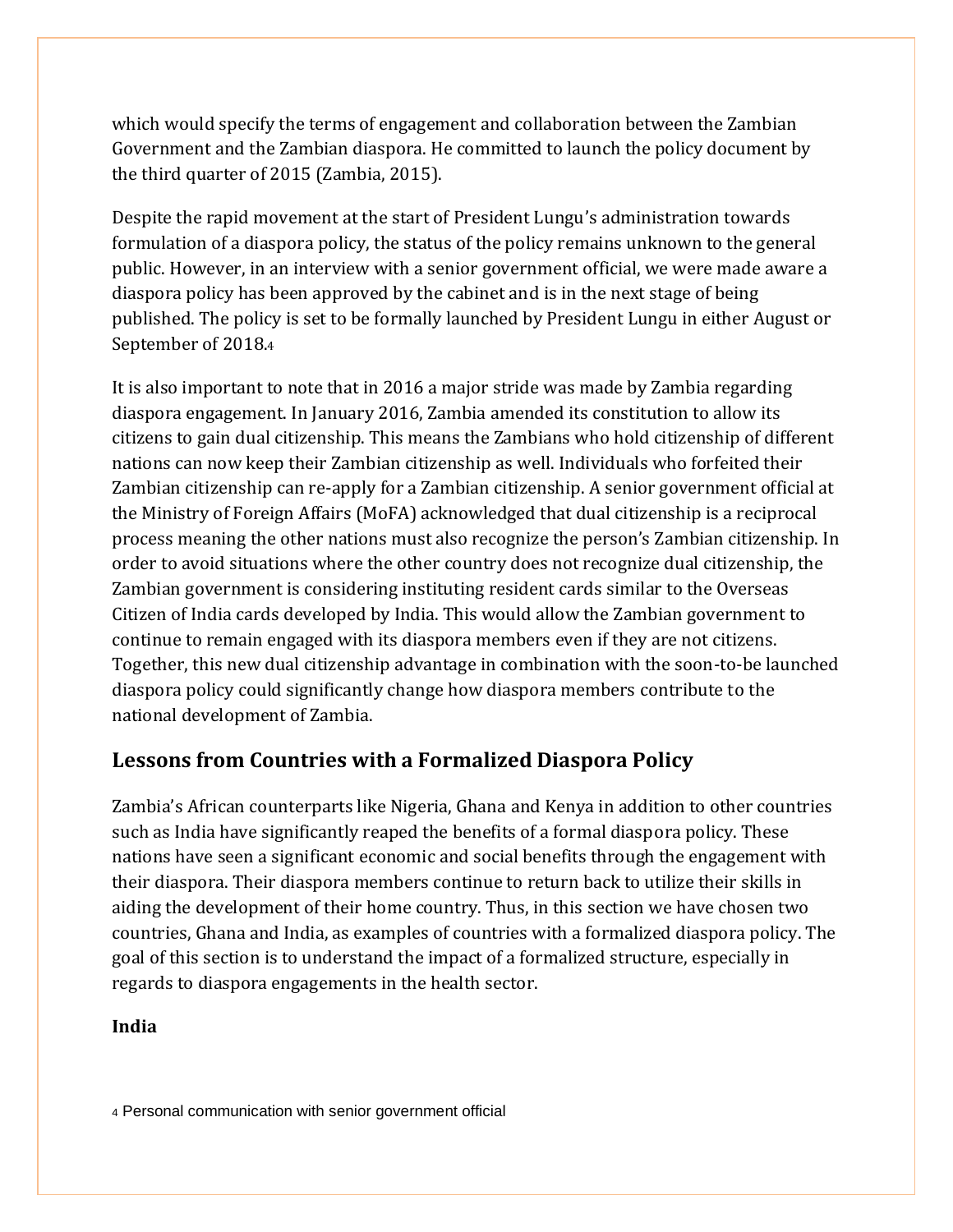which would specify the terms of engagement and collaboration between the Zambian Government and the Zambian diaspora. He committed to launch the policy document by the third quarter of 2015 (Zambia, 2015).

Despite the rapid movement at the start of President Lungu's administration towards formulation of a diaspora policy, the status of the policy remains unknown to the general public. However, in an interview with a senior government official, we were made aware a diaspora policy has been approved by the cabinet and is in the next stage of being published. The policy is set to be formally launched by President Lungu in either August or September of 2018.[4]

It is also important to note that in 2016 a major stride was made by Zambia regarding diaspora engagement. In January 2016, Zambia amended its constitution to allow its citizens to gain dual citizenship. This means the Zambians who hold citizenship of different nations can now keep their Zambian citizenship as well. Individuals who forfeited their Zambian citizenship can re-apply for a Zambian citizenship. A senior government official at the Ministry of Foreign Affairs (MoFA) acknowledged that dual citizenship is a reciprocal process meaning the other nations must also recognize the person's Zambian citizenship. In order to avoid situations where the other country does not recognize dual citizenship, the Zambian government is considering instituting resident cards similar to the Overseas Citizen of India cards developed by India. This would allow the Zambian government to continue to remain engaged with its diaspora members even if they are not citizens. Together, this new dual citizenship advantage in combination with the soon-to-be launched diaspora policy could significantly change how diaspora members contribute to the national development of Zambia.

## Lessons from Countries with a Formalized Diaspora Policy

Zambia's African counterparts like Nigeria, Ghana and Kenya in addition to other countries such as India have significantly reaped the benefits of a formal diaspora policy. These nations have seen a significant economic and social benefits through the engagement with their diaspora. Their diaspora members continue to return back to utilize their skills in aiding the development of their home country. Thus, in this section we have chosen two countries, Ghana and India, as examples of countries with a formalized diaspora policy. The goal of this section is to understand the impact of a formalized structure, especially in regards to diaspora engagements in the health sector.

**India**

[4] Personal communication with senior government official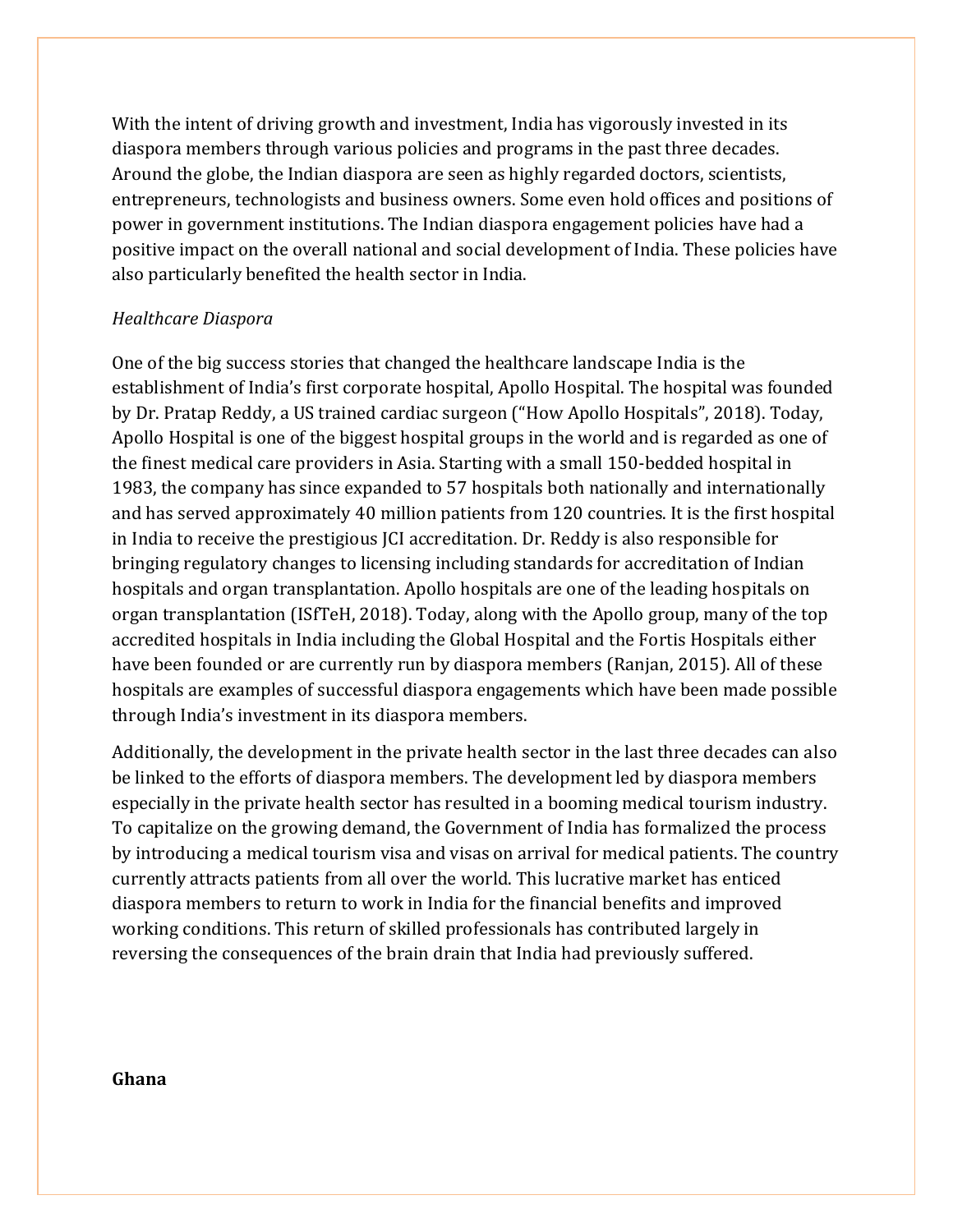With the intent of driving growth and investment, India has vigorously invested in its diaspora members through various policies and programs in the past three decades. Around the globe, the Indian diaspora are seen as highly regarded doctors, scientists, entrepreneurs, technologists and business owners. Some even hold offices and positions of power in government institutions. The Indian diaspora engagement policies have had a positive impact on the overall national and social development of India. These policies have also particularly benefited the health sector in India.

*Healthcare Diaspora*

One of the big success stories that changed the healthcare landscape India is the establishment of India's first corporate hospital, Apollo Hospital. The hospital was founded by Dr. Pratap Reddy, a US trained cardiac surgeon ("How Apollo Hospitals", 2018). Today, Apollo Hospital is one of the biggest hospital groups in the world and is regarded as one of the finest medical care providers in Asia. Starting with a small 150-bedded hospital in 1983, the company has since expanded to 57 hospitals both nationally and internationally and has served approximately 40 million patients from 120 countries. It is the first hospital in India to receive the prestigious JCI accreditation. Dr. Reddy is also responsible for bringing regulatory changes to licensing including standards for accreditation of Indian hospitals and organ transplantation. Apollo hospitals are one of the leading hospitals on organ transplantation (ISfTeH, 2018). Today, along with the Apollo group, many of the top accredited hospitals in India including the Global Hospital and the Fortis Hospitals either have been founded or are currently run by diaspora members (Ranjan, 2015). All of these hospitals are examples of successful diaspora engagements which have been made possible through India's investment in its diaspora members.

Additionally, the development in the private health sector in the last three decades can also be linked to the efforts of diaspora members. The development led by diaspora members especially in the private health sector has resulted in a booming medical tourism industry. To capitalize on the growing demand, the Government of India has formalized the process by introducing a medical tourism visa and visas on arrival for medical patients. The country currently attracts patients from all over the world. This lucrative market has enticed diaspora members to return to work in India for the financial benefits and improved working conditions. This return of skilled professionals has contributed largely in reversing the consequences of the brain drain that India had previously suffered.

**Ghana**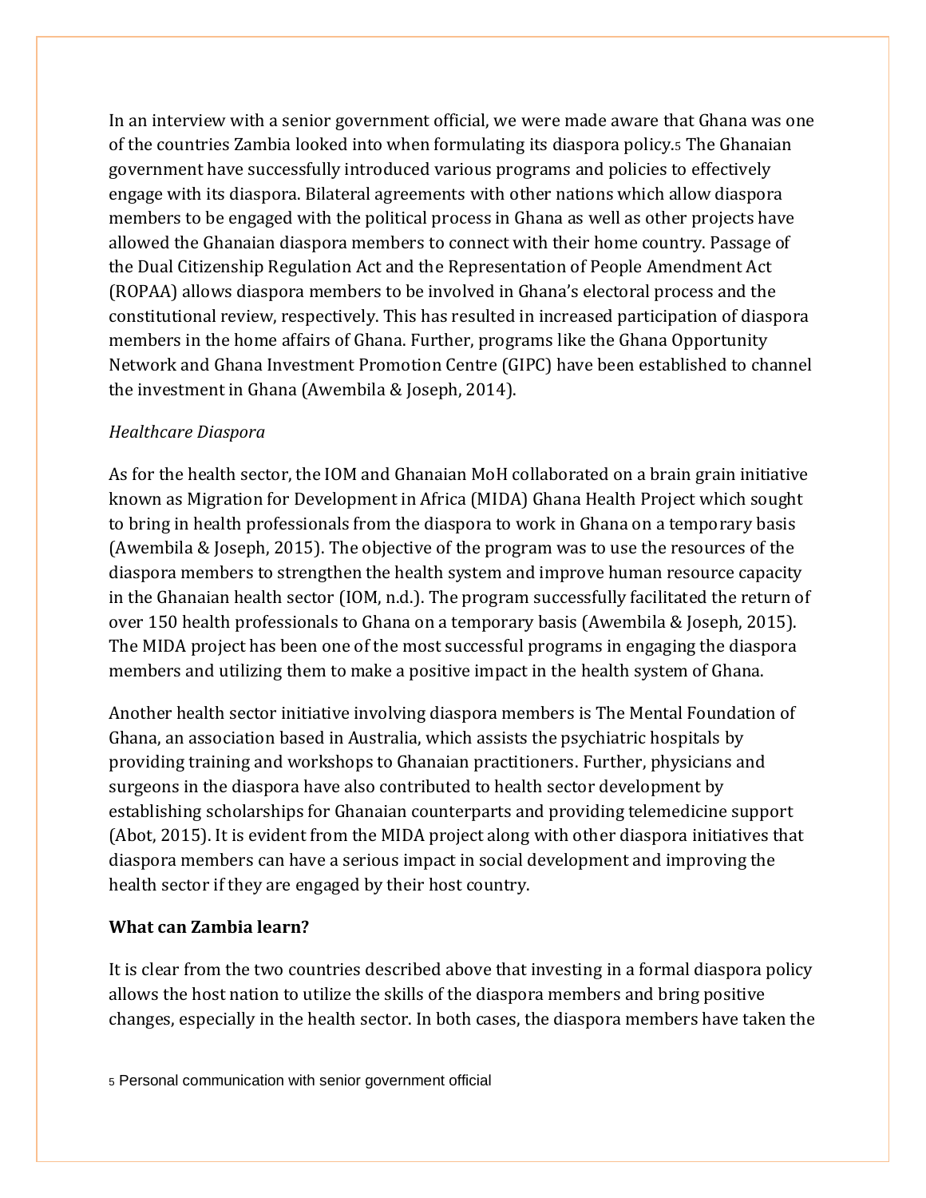In an interview with a senior government official, we were made aware that Ghana was one of the countries Zambia looked into when formulating its diaspora policy.[5] The Ghanaian government have successfully introduced various programs and policies to effectively engage with its diaspora. Bilateral agreements with other nations which allow diaspora members to be engaged with the political process in Ghana as well as other projects have allowed the Ghanaian diaspora members to connect with their home country. Passage of the Dual Citizenship Regulation Act and the Representation of People Amendment Act (ROPAA) allows diaspora members to be involved in Ghana's electoral process and the constitutional review, respectively. This has resulted in increased participation of diaspora members in the home affairs of Ghana. Further, programs like the Ghana Opportunity Network and Ghana Investment Promotion Centre (GIPC) have been established to channel the investment in Ghana (Awembila & Joseph, 2014).

*Healthcare Diaspora*

As for the health sector, the IOM and Ghanaian MoH collaborated on a brain grain initiative known as Migration for Development in Africa (MIDA) Ghana Health Project which sought to bring in health professionals from the diaspora to work in Ghana on a temporary basis (Awembila & Joseph, 2015). The objective of the program was to use the resources of the diaspora members to strengthen the health system and improve human resource capacity in the Ghanaian health sector (IOM, n.d.). The program successfully facilitated the return of over 150 health professionals to Ghana on a temporary basis (Awembila & Joseph, 2015). The MIDA project has been one of the most successful programs in engaging the diaspora members and utilizing them to make a positive impact in the health system of Ghana.

Another health sector initiative involving diaspora members is The Mental Foundation of Ghana, an association based in Australia, which assists the psychiatric hospitals by providing training and workshops to Ghanaian practitioners. Further, physicians and surgeons in the diaspora have also contributed to health sector development by establishing scholarships for Ghanaian counterparts and providing telemedicine support (Abot, 2015). It is evident from the MIDA project along with other diaspora initiatives that diaspora members can have a serious impact in social development and improving the health sector if they are engaged by their host country.

**What can Zambia learn?**

It is clear from the two countries described above that investing in a formal diaspora policy allows the host nation to utilize the skills of the diaspora members and bring positive changes, especially in the health sector. In both cases, the diaspora members have taken the

[5] Personal communication with senior government official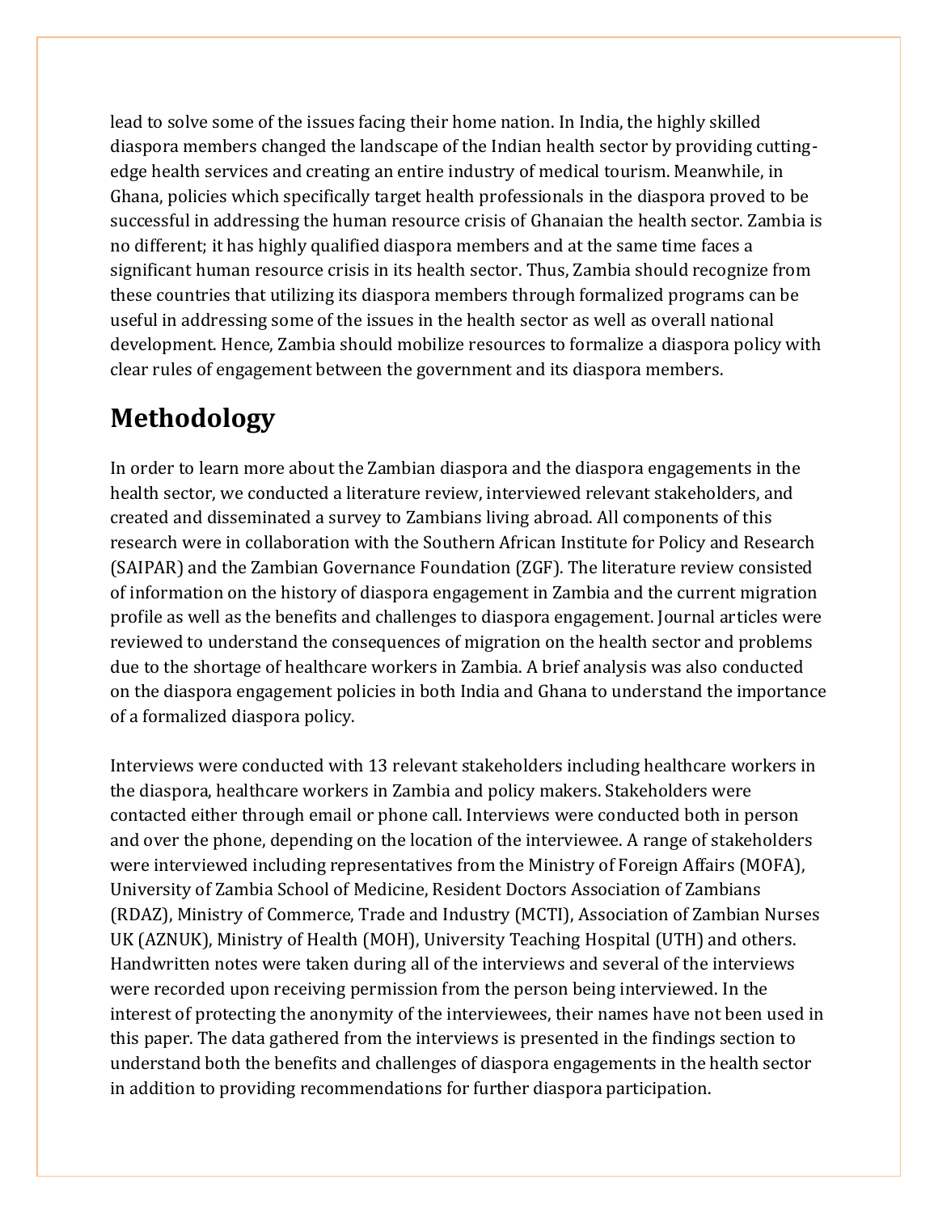lead to solve some of the issues facing their home nation. In India, the highly skilled diaspora members changed the landscape of the Indian health sector by providing cutting-edge health services and creating an entire industry of medical tourism. Meanwhile, in Ghana, policies which specifically target health professionals in the diaspora proved to be successful in addressing the human resource crisis of Ghanaian the health sector. Zambia is no different; it has highly qualified diaspora members and at the same time faces a significant human resource crisis in its health sector. Thus, Zambia should recognize from these countries that utilizing its diaspora members through formalized programs can be useful in addressing some of the issues in the health sector as well as overall national development. Hence, Zambia should mobilize resources to formalize a diaspora policy with clear rules of engagement between the government and its diaspora members.

## Methodology

In order to learn more about the Zambian diaspora and the diaspora engagements in the health sector, we conducted a literature review, interviewed relevant stakeholders, and created and disseminated a survey to Zambians living abroad. All components of this research were in collaboration with the Southern African Institute for Policy and Research (SAIPAR) and the Zambian Governance Foundation (ZGF). The literature review consisted of information on the history of diaspora engagement in Zambia and the current migration profile as well as the benefits and challenges to diaspora engagement. Journal articles were reviewed to understand the consequences of migration on the health sector and problems due to the shortage of healthcare workers in Zambia. A brief analysis was also conducted on the diaspora engagement policies in both India and Ghana to understand the importance of a formalized diaspora policy.

Interviews were conducted with 13 relevant stakeholders including healthcare workers in the diaspora, healthcare workers in Zambia and policy makers. Stakeholders were contacted either through email or phone call. Interviews were conducted both in person and over the phone, depending on the location of the interviewee. A range of stakeholders were interviewed including representatives from the Ministry of Foreign Affairs (MOFA), University of Zambia School of Medicine, Resident Doctors Association of Zambians (RDAZ), Ministry of Commerce, Trade and Industry (MCTI), Association of Zambian Nurses UK (AZNUK), Ministry of Health (MOH), University Teaching Hospital (UTH) and others. Handwritten notes were taken during all of the interviews and several of the interviews were recorded upon receiving permission from the person being interviewed. In the interest of protecting the anonymity of the interviewees, their names have not been used in this paper. The data gathered from the interviews is presented in the findings section to understand both the benefits and challenges of diaspora engagements in the health sector in addition to providing recommendations for further diaspora participation.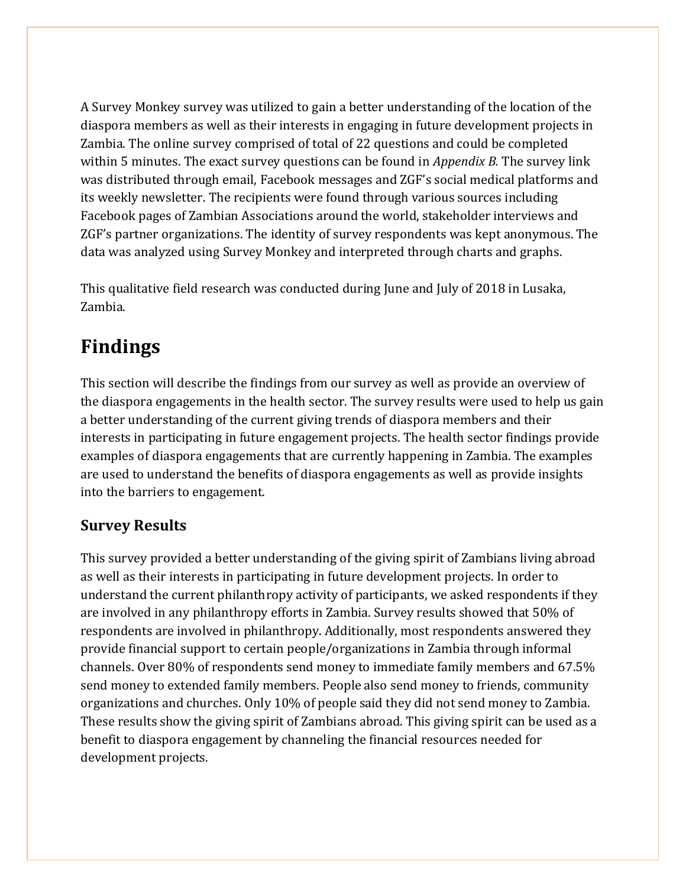A Survey Monkey survey was utilized to gain a better understanding of the location of the diaspora members as well as their interests in engaging in future development projects in Zambia. The online survey comprised of total of 22 questions and could be completed within 5 minutes. The exact survey questions can be found in *Appendix B.* The survey link was distributed through email, Facebook messages and ZGF's social medical platforms and its weekly newsletter. The recipients were found through various sources including Facebook pages of Zambian Associations around the world, stakeholder interviews and ZGF's partner organizations. The identity of survey respondents was kept anonymous. The data was analyzed using Survey Monkey and interpreted through charts and graphs.

This qualitative field research was conducted during June and July of 2018 in Lusaka, Zambia.

# Findings

This section will describe the findings from our survey as well as provide an overview of the diaspora engagements in the health sector. The survey results were used to help us gain a better understanding of the current giving trends of diaspora members and their interests in participating in future engagement projects. The health sector findings provide examples of diaspora engagements that are currently happening in Zambia. The examples are used to understand the benefits of diaspora engagements as well as provide insights into the barriers to engagement.

## Survey Results

This survey provided a better understanding of the giving spirit of Zambians living abroad as well as their interests in participating in future development projects. In order to understand the current philanthropy activity of participants, we asked respondents if they are involved in any philanthropy efforts in Zambia. Survey results showed that 50% of respondents are involved in philanthropy. Additionally, most respondents answered they provide financial support to certain people/organizations in Zambia through informal channels. Over 80% of respondents send money to immediate family members and 67.5% send money to extended family members. People also send money to friends, community organizations and churches. Only 10% of people said they did not send money to Zambia. These results show the giving spirit of Zambians abroad. This giving spirit can be used as a benefit to diaspora engagement by channeling the financial resources needed for development projects.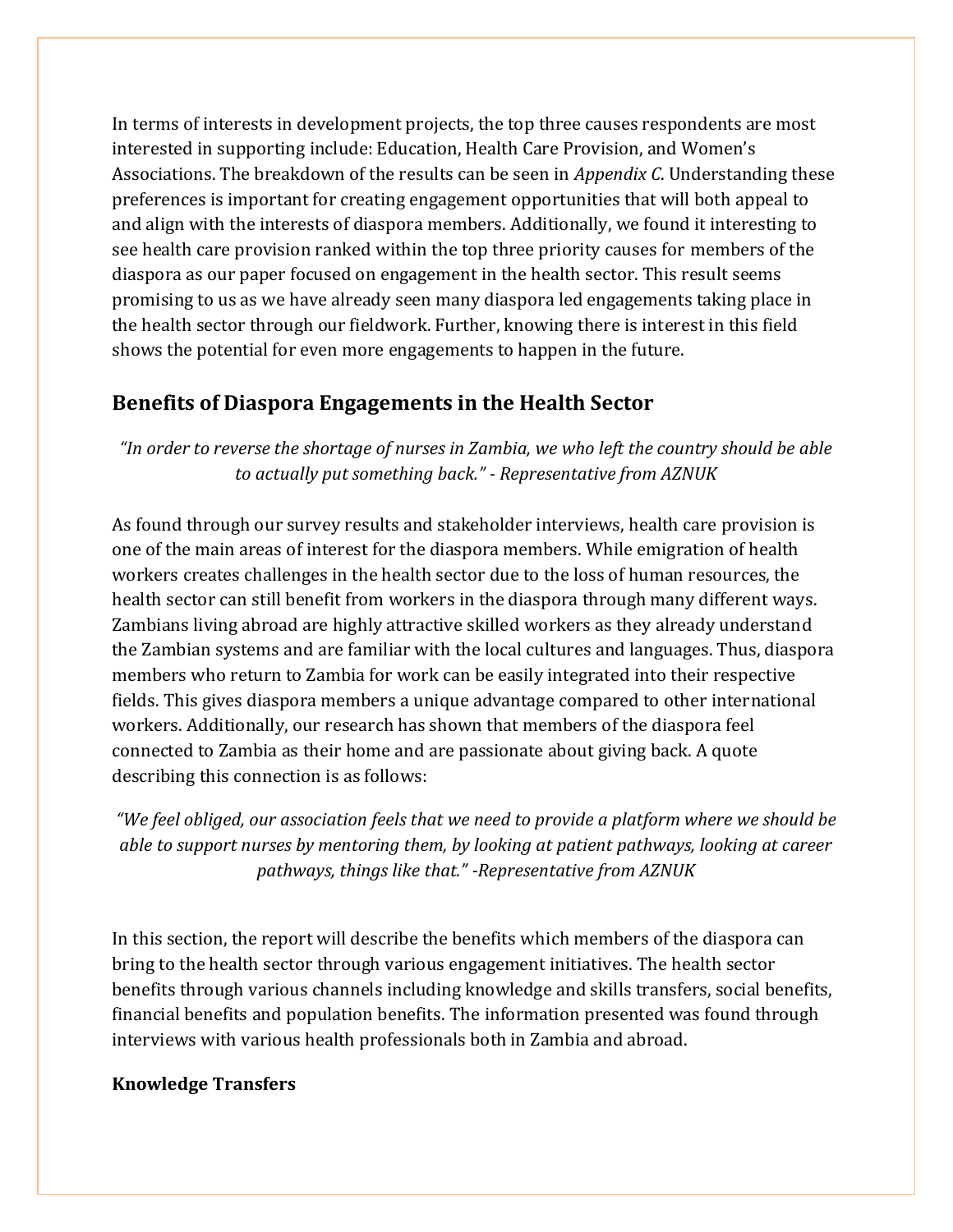In terms of interests in development projects, the top three causes respondents are most interested in supporting include: Education, Health Care Provision, and Women's Associations. The breakdown of the results can be seen in *Appendix C*. Understanding these preferences is important for creating engagement opportunities that will both appeal to and align with the interests of diaspora members. Additionally, we found it interesting to see health care provision ranked within the top three priority causes for members of the diaspora as our paper focused on engagement in the health sector. This result seems promising to us as we have already seen many diaspora led engagements taking place in the health sector through our fieldwork. Further, knowing there is interest in this field shows the potential for even more engagements to happen in the future.

## Benefits of Diaspora Engagements in the Health Sector

*"In order to reverse the shortage of nurses in Zambia, we who left the country should be able to actually put something back." - Representative from AZNUK*

As found through our survey results and stakeholder interviews, health care provision is one of the main areas of interest for the diaspora members. While emigration of health workers creates challenges in the health sector due to the loss of human resources, the health sector can still benefit from workers in the diaspora through many different ways. Zambians living abroad are highly attractive skilled workers as they already understand the Zambian systems and are familiar with the local cultures and languages. Thus, diaspora members who return to Zambia for work can be easily integrated into their respective fields. This gives diaspora members a unique advantage compared to other international workers. Additionally, our research has shown that members of the diaspora feel connected to Zambia as their home and are passionate about giving back. A quote describing this connection is as follows:

*"We feel obliged, our association feels that we need to provide a platform where we should be able to support nurses by mentoring them, by looking at patient pathways, looking at career pathways, things like that." -Representative from AZNUK*

In this section, the report will describe the benefits which members of the diaspora can bring to the health sector through various engagement initiatives. The health sector benefits through various channels including knowledge and skills transfers, social benefits, financial benefits and population benefits. The information presented was found through interviews with various health professionals both in Zambia and abroad.

**Knowledge Transfers**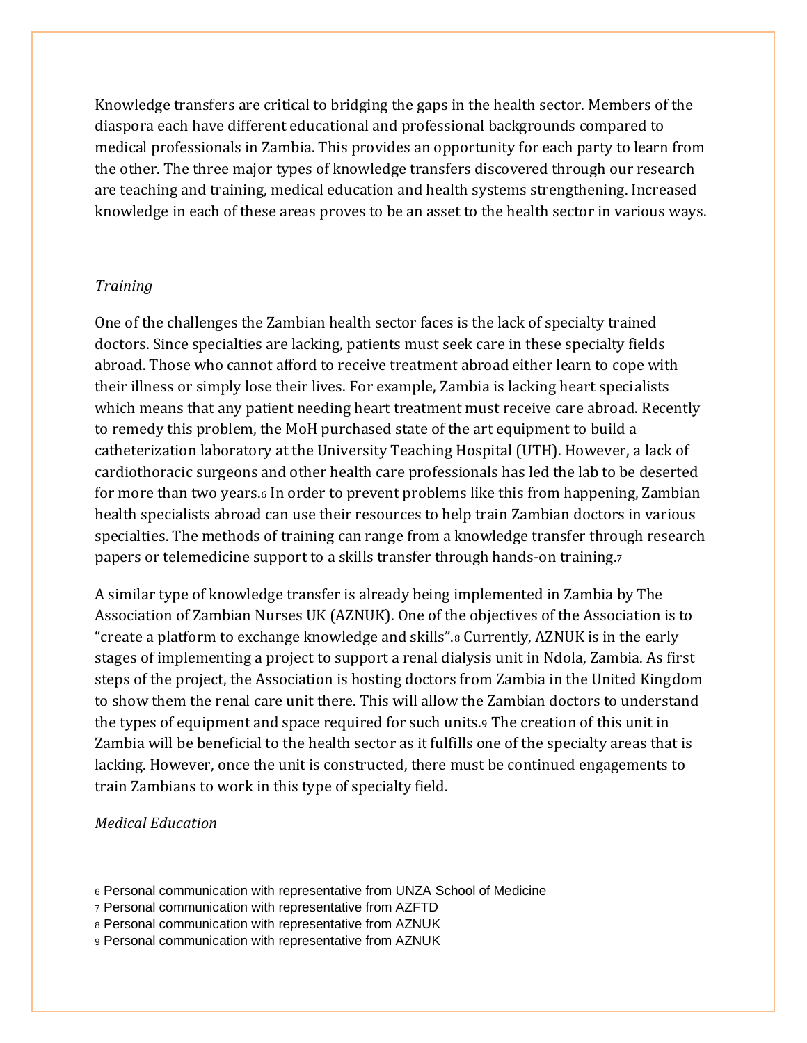Knowledge transfers are critical to bridging the gaps in the health sector. Members of the diaspora each have different educational and professional backgrounds compared to medical professionals in Zambia. This provides an opportunity for each party to learn from the other. The three major types of knowledge transfers discovered through our research are teaching and training, medical education and health systems strengthening. Increased knowledge in each of these areas proves to be an asset to the health sector in various ways.

*Training*

One of the challenges the Zambian health sector faces is the lack of specialty trained doctors. Since specialties are lacking, patients must seek care in these specialty fields abroad. Those who cannot afford to receive treatment abroad either learn to cope with their illness or simply lose their lives. For example, Zambia is lacking heart specialists which means that any patient needing heart treatment must receive care abroad. Recently to remedy this problem, the MoH purchased state of the art equipment to build a catheterization laboratory at the University Teaching Hospital (UTH). However, a lack of cardiothoracic surgeons and other health care professionals has led the lab to be deserted for more than two years.[6] In order to prevent problems like this from happening, Zambian health specialists abroad can use their resources to help train Zambian doctors in various specialties. The methods of training can range from a knowledge transfer through research papers or telemedicine support to a skills transfer through hands-on training.[7]

A similar type of knowledge transfer is already being implemented in Zambia by The Association of Zambian Nurses UK (AZNUK). One of the objectives of the Association is to "create a platform to exchange knowledge and skills".[8] Currently, AZNUK is in the early stages of implementing a project to support a renal dialysis unit in Ndola, Zambia. As first steps of the project, the Association is hosting doctors from Zambia in the United Kingdom to show them the renal care unit there. This will allow the Zambian doctors to understand the types of equipment and space required for such units.[9] The creation of this unit in Zambia will be beneficial to the health sector as it fulfills one of the specialty areas that is lacking. However, once the unit is constructed, there must be continued engagements to train Zambians to work in this type of specialty field.

*Medical Education*

[6] Personal communication with representative from UNZA School of Medicine
[7] Personal communication with representative from AZFTD
[8] Personal communication with representative from AZNUK
[9] Personal communication with representative from AZNUK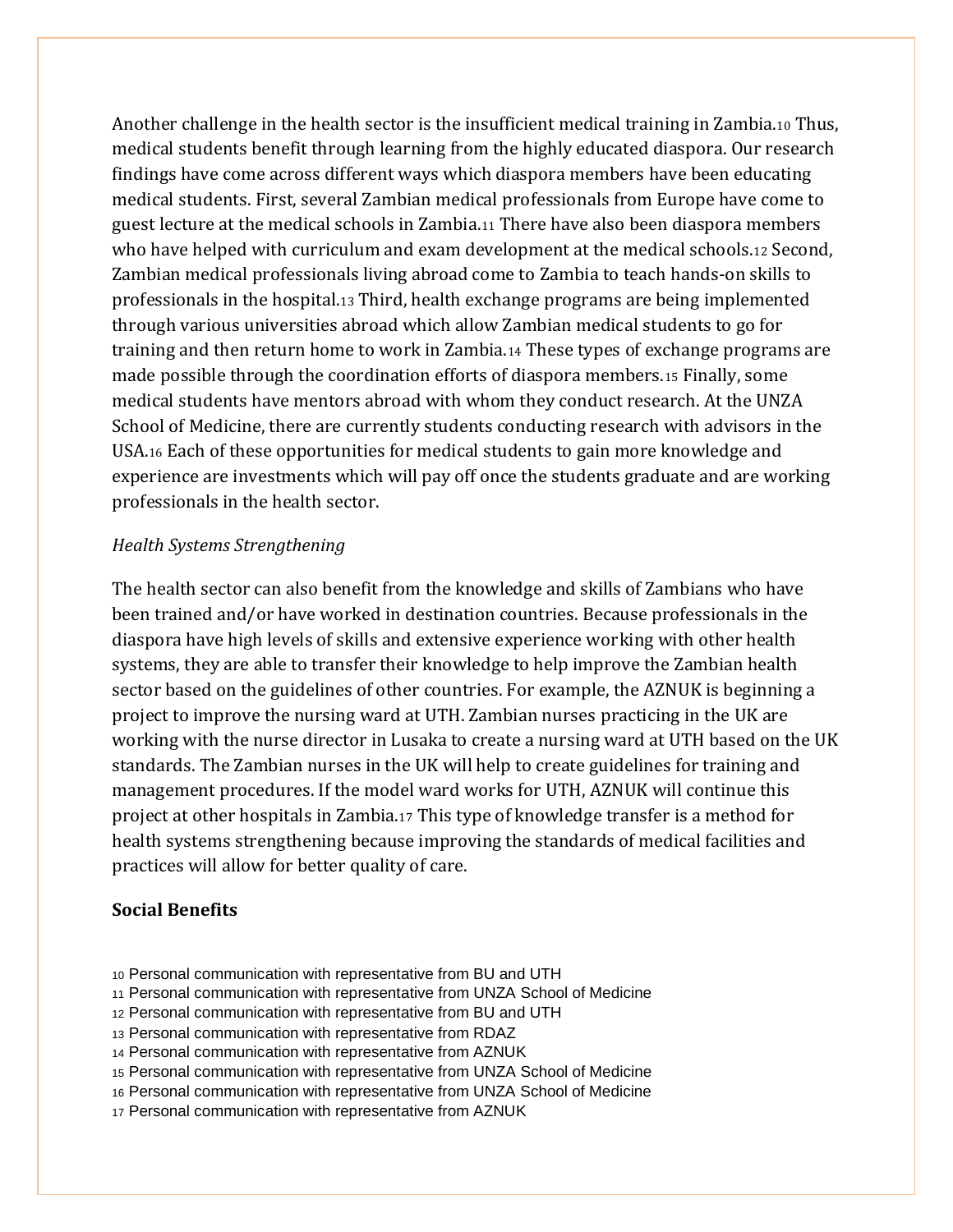Another challenge in the health sector is the insufficient medical training in Zambia.[10] Thus, medical students benefit through learning from the highly educated diaspora. Our research findings have come across different ways which diaspora members have been educating medical students. First, several Zambian medical professionals from Europe have come to guest lecture at the medical schools in Zambia.[11] There have also been diaspora members who have helped with curriculum and exam development at the medical schools.[12] Second, Zambian medical professionals living abroad come to Zambia to teach hands-on skills to professionals in the hospital.[13] Third, health exchange programs are being implemented through various universities abroad which allow Zambian medical students to go for training and then return home to work in Zambia.[14] These types of exchange programs are made possible through the coordination efforts of diaspora members.[15] Finally, some medical students have mentors abroad with whom they conduct research. At the UNZA School of Medicine, there are currently students conducting research with advisors in the USA.[16] Each of these opportunities for medical students to gain more knowledge and experience are investments which will pay off once the students graduate and are working professionals in the health sector.

*Health Systems Strengthening*

The health sector can also benefit from the knowledge and skills of Zambians who have been trained and/or have worked in destination countries. Because professionals in the diaspora have high levels of skills and extensive experience working with other health systems, they are able to transfer their knowledge to help improve the Zambian health sector based on the guidelines of other countries. For example, the AZNUK is beginning a project to improve the nursing ward at UTH. Zambian nurses practicing in the UK are working with the nurse director in Lusaka to create a nursing ward at UTH based on the UK standards. The Zambian nurses in the UK will help to create guidelines for training and management procedures. If the model ward works for UTH, AZNUK will continue this project at other hospitals in Zambia.[17] This type of knowledge transfer is a method for health systems strengthening because improving the standards of medical facilities and practices will allow for better quality of care.

**Social Benefits**

[10] Personal communication with representative from BU and UTH
[11] Personal communication with representative from UNZA School of Medicine
[12] Personal communication with representative from BU and UTH
[13] Personal communication with representative from RDAZ
[14] Personal communication with representative from AZNUK
[15] Personal communication with representative from UNZA School of Medicine
[16] Personal communication with representative from UNZA School of Medicine
[17] Personal communication with representative from AZNUK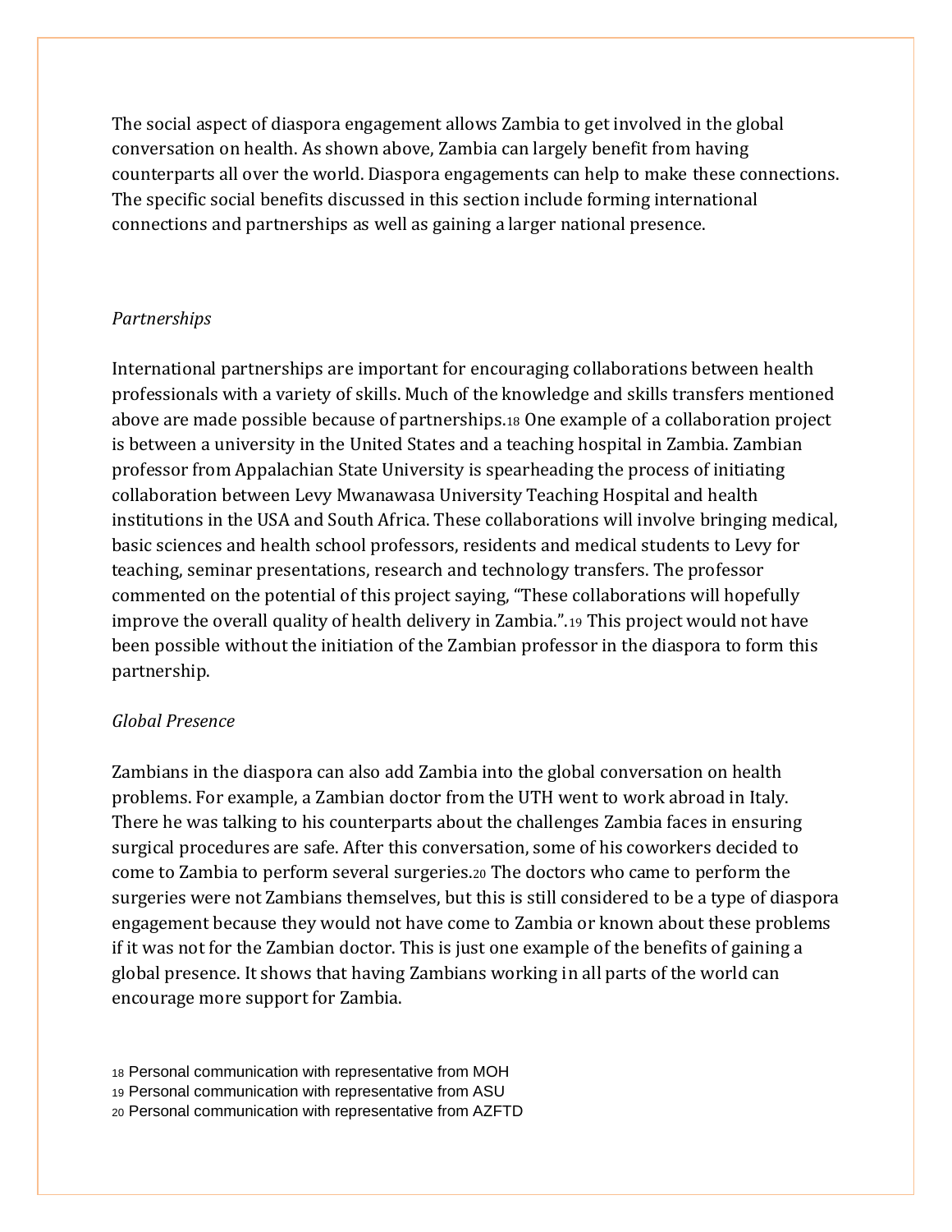The social aspect of diaspora engagement allows Zambia to get involved in the global conversation on health. As shown above, Zambia can largely benefit from having counterparts all over the world. Diaspora engagements can help to make these connections. The specific social benefits discussed in this section include forming international connections and partnerships as well as gaining a larger national presence.

*Partnerships*

International partnerships are important for encouraging collaborations between health professionals with a variety of skills. Much of the knowledge and skills transfers mentioned above are made possible because of partnerships.[18] One example of a collaboration project is between a university in the United States and a teaching hospital in Zambia. Zambian professor from Appalachian State University is spearheading the process of initiating collaboration between Levy Mwanawasa University Teaching Hospital and health institutions in the USA and South Africa. These collaborations will involve bringing medical, basic sciences and health school professors, residents and medical students to Levy for teaching, seminar presentations, research and technology transfers. The professor commented on the potential of this project saying, "These collaborations will hopefully improve the overall quality of health delivery in Zambia.".[19] This project would not have been possible without the initiation of the Zambian professor in the diaspora to form this partnership.

*Global Presence*

Zambians in the diaspora can also add Zambia into the global conversation on health problems. For example, a Zambian doctor from the UTH went to work abroad in Italy. There he was talking to his counterparts about the challenges Zambia faces in ensuring surgical procedures are safe. After this conversation, some of his coworkers decided to come to Zambia to perform several surgeries.[20] The doctors who came to perform the surgeries were not Zambians themselves, but this is still considered to be a type of diaspora engagement because they would not have come to Zambia or known about these problems if it was not for the Zambian doctor. This is just one example of the benefits of gaining a global presence. It shows that having Zambians working in all parts of the world can encourage more support for Zambia.

[18] Personal communication with representative from MOH

[19] Personal communication with representative from ASU

[20] Personal communication with representative from AZFTD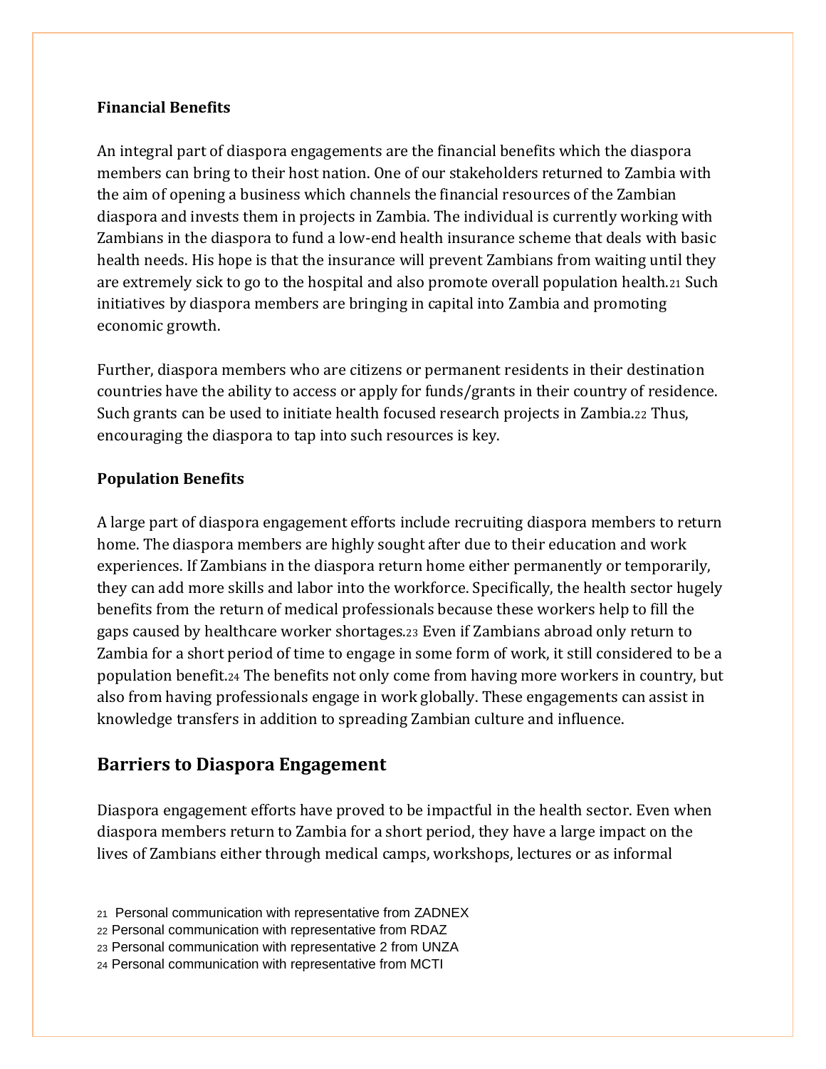**Financial Benefits**

An integral part of diaspora engagements are the financial benefits which the diaspora members can bring to their host nation. One of our stakeholders returned to Zambia with the aim of opening a business which channels the financial resources of the Zambian diaspora and invests them in projects in Zambia. The individual is currently working with Zambians in the diaspora to fund a low-end health insurance scheme that deals with basic health needs. His hope is that the insurance will prevent Zambians from waiting until they are extremely sick to go to the hospital and also promote overall population health.[21] Such initiatives by diaspora members are bringing in capital into Zambia and promoting economic growth.

Further, diaspora members who are citizens or permanent residents in their destination countries have the ability to access or apply for funds/grants in their country of residence. Such grants can be used to initiate health focused research projects in Zambia.[22] Thus, encouraging the diaspora to tap into such resources is key.

**Population Benefits**

A large part of diaspora engagement efforts include recruiting diaspora members to return home. The diaspora members are highly sought after due to their education and work experiences. If Zambians in the diaspora return home either permanently or temporarily, they can add more skills and labor into the workforce. Specifically, the health sector hugely benefits from the return of medical professionals because these workers help to fill the gaps caused by healthcare worker shortages.[23] Even if Zambians abroad only return to Zambia for a short period of time to engage in some form of work, it still considered to be a population benefit.[24] The benefits not only come from having more workers in country, but also from having professionals engage in work globally. These engagements can assist in knowledge transfers in addition to spreading Zambian culture and influence.

## Barriers to Diaspora Engagement

Diaspora engagement efforts have proved to be impactful in the health sector. Even when diaspora members return to Zambia for a short period, they have a large impact on the lives of Zambians either through medical camps, workshops, lectures or as informal

[21] Personal communication with representative from ZADNEX
[22] Personal communication with representative from RDAZ
[23] Personal communication with representative 2 from UNZA
[24] Personal communication with representative from MCTI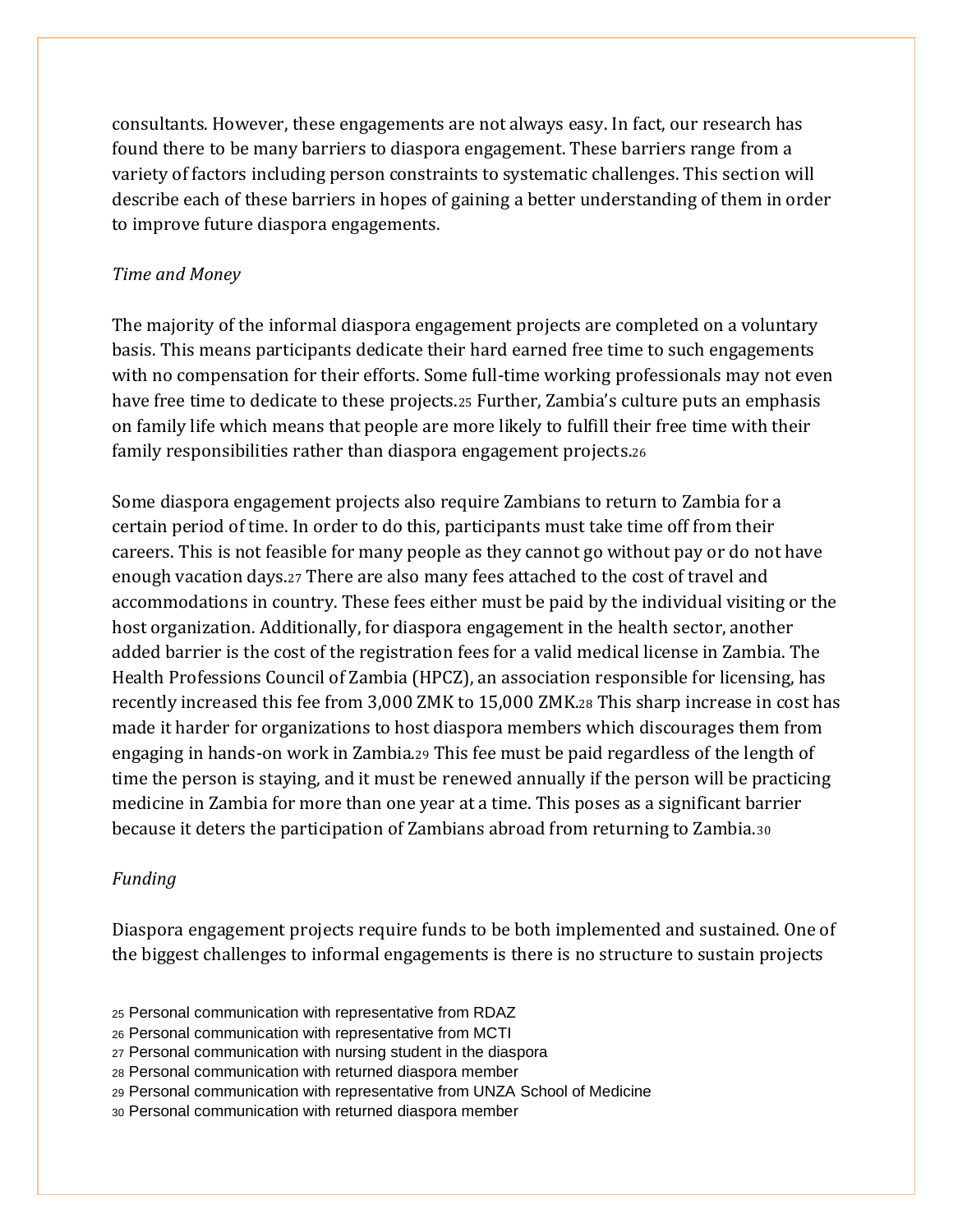consultants. However, these engagements are not always easy. In fact, our research has found there to be many barriers to diaspora engagement. These barriers range from a variety of factors including person constraints to systematic challenges. This section will describe each of these barriers in hopes of gaining a better understanding of them in order to improve future diaspora engagements.

*Time and Money*

The majority of the informal diaspora engagement projects are completed on a voluntary basis. This means participants dedicate their hard earned free time to such engagements with no compensation for their efforts. Some full-time working professionals may not even have free time to dedicate to these projects.[25] Further, Zambia's culture puts an emphasis on family life which means that people are more likely to fulfill their free time with their family responsibilities rather than diaspora engagement projects.[26]

Some diaspora engagement projects also require Zambians to return to Zambia for a certain period of time. In order to do this, participants must take time off from their careers. This is not feasible for many people as they cannot go without pay or do not have enough vacation days.[27] There are also many fees attached to the cost of travel and accommodations in country. These fees either must be paid by the individual visiting or the host organization. Additionally, for diaspora engagement in the health sector, another added barrier is the cost of the registration fees for a valid medical license in Zambia. The Health Professions Council of Zambia (HPCZ), an association responsible for licensing, has recently increased this fee from 3,000 ZMK to 15,000 ZMK.[28] This sharp increase in cost has made it harder for organizations to host diaspora members which discourages them from engaging in hands-on work in Zambia.[29] This fee must be paid regardless of the length of time the person is staying, and it must be renewed annually if the person will be practicing medicine in Zambia for more than one year at a time. This poses as a significant barrier because it deters the participation of Zambians abroad from returning to Zambia.[30]

*Funding*

Diaspora engagement projects require funds to be both implemented and sustained. One of the biggest challenges to informal engagements is there is no structure to sustain projects

[25] Personal communication with representative from RDAZ
[26] Personal communication with representative from MCTI
[27] Personal communication with nursing student in the diaspora
[28] Personal communication with returned diaspora member
[29] Personal communication with representative from UNZA School of Medicine
[30] Personal communication with returned diaspora member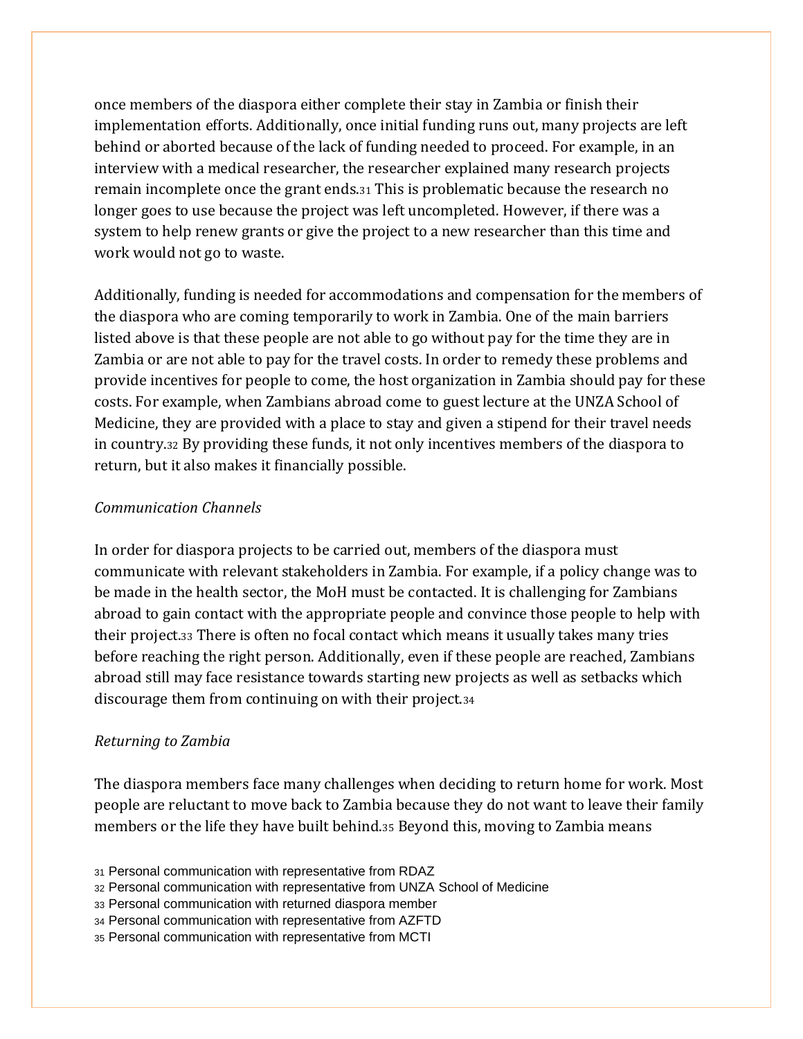once members of the diaspora either complete their stay in Zambia or finish their implementation efforts. Additionally, once initial funding runs out, many projects are left behind or aborted because of the lack of funding needed to proceed. For example, in an interview with a medical researcher, the researcher explained many research projects remain incomplete once the grant ends.[31] This is problematic because the research no longer goes to use because the project was left uncompleted. However, if there was a system to help renew grants or give the project to a new researcher than this time and work would not go to waste.

Additionally, funding is needed for accommodations and compensation for the members of the diaspora who are coming temporarily to work in Zambia. One of the main barriers listed above is that these people are not able to go without pay for the time they are in Zambia or are not able to pay for the travel costs. In order to remedy these problems and provide incentives for people to come, the host organization in Zambia should pay for these costs. For example, when Zambians abroad come to guest lecture at the UNZA School of Medicine, they are provided with a place to stay and given a stipend for their travel needs in country.[32] By providing these funds, it not only incentives members of the diaspora to return, but it also makes it financially possible.

*Communication Channels*

In order for diaspora projects to be carried out, members of the diaspora must communicate with relevant stakeholders in Zambia. For example, if a policy change was to be made in the health sector, the MoH must be contacted. It is challenging for Zambians abroad to gain contact with the appropriate people and convince those people to help with their project.[33] There is often no focal contact which means it usually takes many tries before reaching the right person. Additionally, even if these people are reached, Zambians abroad still may face resistance towards starting new projects as well as setbacks which discourage them from continuing on with their project.[34]

*Returning to Zambia*

The diaspora members face many challenges when deciding to return home for work. Most people are reluctant to move back to Zambia because they do not want to leave their family members or the life they have built behind.[35] Beyond this, moving to Zambia means

[31] Personal communication with representative from RDAZ
[32] Personal communication with representative from UNZA School of Medicine
[33] Personal communication with returned diaspora member
[34] Personal communication with representative from AZFTD
[35] Personal communication with representative from MCTI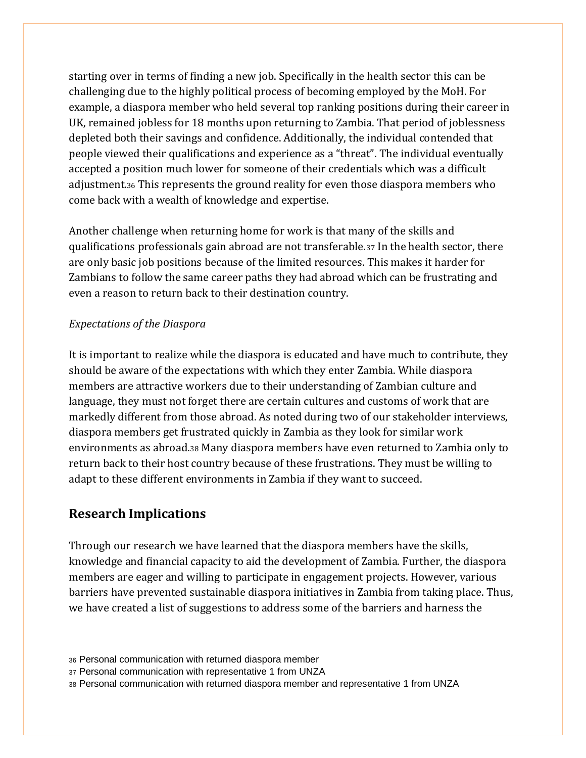starting over in terms of finding a new job. Specifically in the health sector this can be challenging due to the highly political process of becoming employed by the MoH. For example, a diaspora member who held several top ranking positions during their career in UK, remained jobless for 18 months upon returning to Zambia. That period of joblessness depleted both their savings and confidence. Additionally, the individual contended that people viewed their qualifications and experience as a "threat". The individual eventually accepted a position much lower for someone of their credentials which was a difficult adjustment.[36] This represents the ground reality for even those diaspora members who come back with a wealth of knowledge and expertise.

Another challenge when returning home for work is that many of the skills and qualifications professionals gain abroad are not transferable.[37] In the health sector, there are only basic job positions because of the limited resources. This makes it harder for Zambians to follow the same career paths they had abroad which can be frustrating and even a reason to return back to their destination country.

*Expectations of the Diaspora*

It is important to realize while the diaspora is educated and have much to contribute, they should be aware of the expectations with which they enter Zambia. While diaspora members are attractive workers due to their understanding of Zambian culture and language, they must not forget there are certain cultures and customs of work that are markedly different from those abroad. As noted during two of our stakeholder interviews, diaspora members get frustrated quickly in Zambia as they look for similar work environments as abroad.[38] Many diaspora members have even returned to Zambia only to return back to their host country because of these frustrations. They must be willing to adapt to these different environments in Zambia if they want to succeed.

## Research Implications

Through our research we have learned that the diaspora members have the skills, knowledge and financial capacity to aid the development of Zambia. Further, the diaspora members are eager and willing to participate in engagement projects. However, various barriers have prevented sustainable diaspora initiatives in Zambia from taking place. Thus, we have created a list of suggestions to address some of the barriers and harness the

[36] Personal communication with returned diaspora member

[37] Personal communication with representative 1 from UNZA

[38] Personal communication with returned diaspora member and representative 1 from UNZA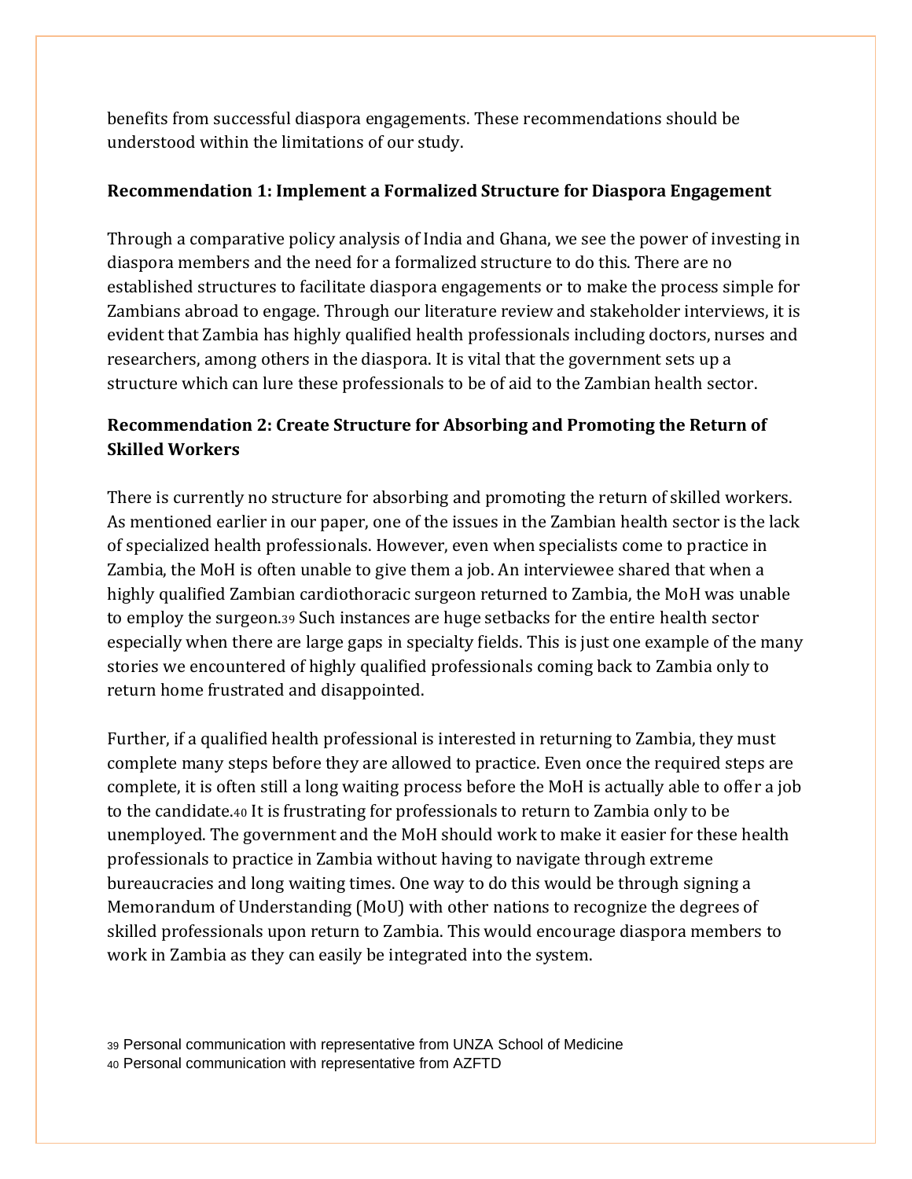benefits from successful diaspora engagements. These recommendations should be understood within the limitations of our study.

**Recommendation 1: Implement a Formalized Structure for Diaspora Engagement**

Through a comparative policy analysis of India and Ghana, we see the power of investing in diaspora members and the need for a formalized structure to do this. There are no established structures to facilitate diaspora engagements or to make the process simple for Zambians abroad to engage. Through our literature review and stakeholder interviews, it is evident that Zambia has highly qualified health professionals including doctors, nurses and researchers, among others in the diaspora. It is vital that the government sets up a structure which can lure these professionals to be of aid to the Zambian health sector.

**Recommendation 2: Create Structure for Absorbing and Promoting the Return of Skilled Workers**

There is currently no structure for absorbing and promoting the return of skilled workers. As mentioned earlier in our paper, one of the issues in the Zambian health sector is the lack of specialized health professionals. However, even when specialists come to practice in Zambia, the MoH is often unable to give them a job. An interviewee shared that when a highly qualified Zambian cardiothoracic surgeon returned to Zambia, the MoH was unable to employ the surgeon.[39] Such instances are huge setbacks for the entire health sector especially when there are large gaps in specialty fields. This is just one example of the many stories we encountered of highly qualified professionals coming back to Zambia only to return home frustrated and disappointed.

Further, if a qualified health professional is interested in returning to Zambia, they must complete many steps before they are allowed to practice. Even once the required steps are complete, it is often still a long waiting process before the MoH is actually able to offer a job to the candidate.[40] It is frustrating for professionals to return to Zambia only to be unemployed. The government and the MoH should work to make it easier for these health professionals to practice in Zambia without having to navigate through extreme bureaucracies and long waiting times. One way to do this would be through signing a Memorandum of Understanding (MoU) with other nations to recognize the degrees of skilled professionals upon return to Zambia. This would encourage diaspora members to work in Zambia as they can easily be integrated into the system.

[39] Personal communication with representative from UNZA School of Medicine

[40] Personal communication with representative from AZFTD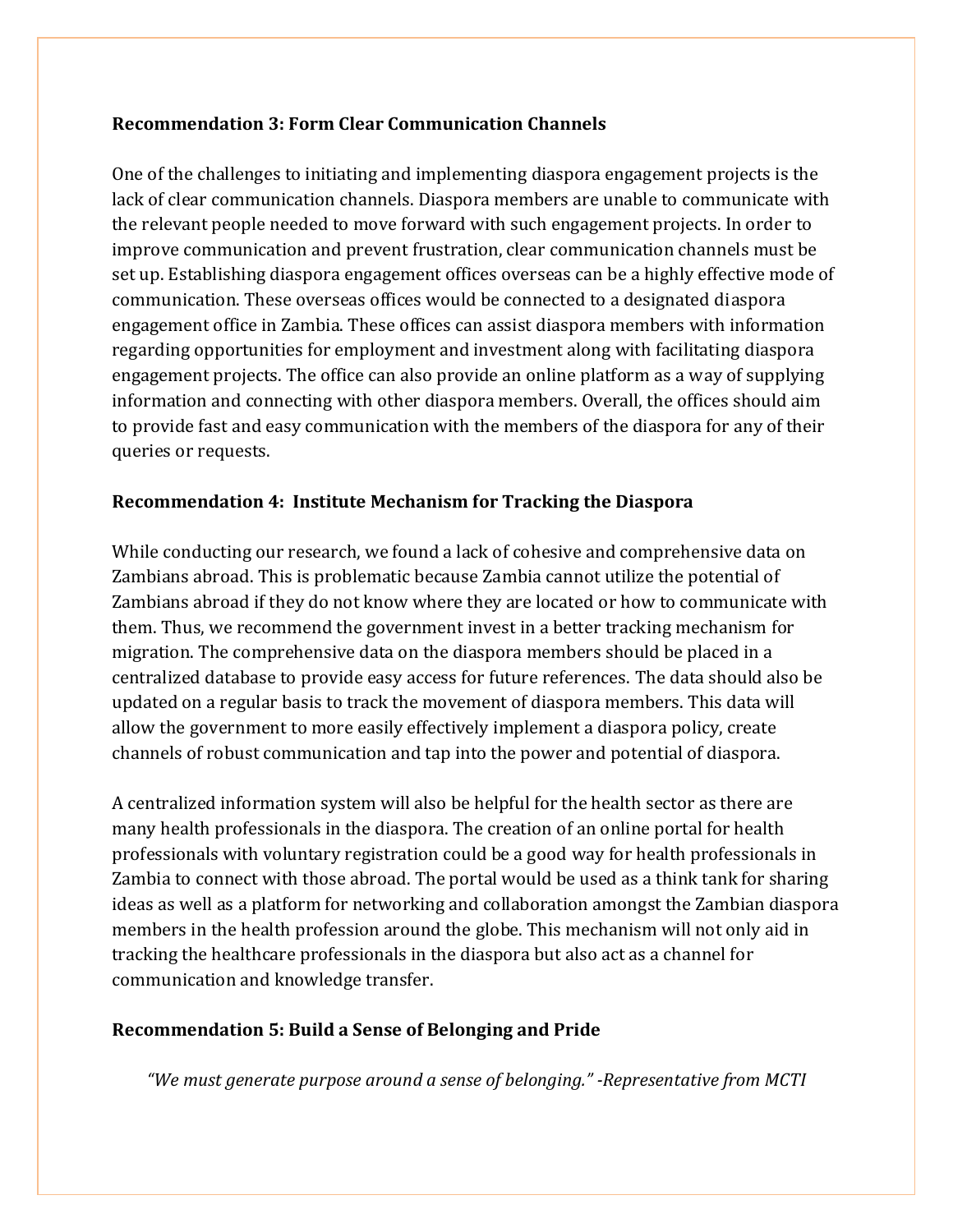**Recommendation 3: Form Clear Communication Channels**

One of the challenges to initiating and implementing diaspora engagement projects is the lack of clear communication channels. Diaspora members are unable to communicate with the relevant people needed to move forward with such engagement projects. In order to improve communication and prevent frustration, clear communication channels must be set up. Establishing diaspora engagement offices overseas can be a highly effective mode of communication. These overseas offices would be connected to a designated diaspora engagement office in Zambia. These offices can assist diaspora members with information regarding opportunities for employment and investment along with facilitating diaspora engagement projects. The office can also provide an online platform as a way of supplying information and connecting with other diaspora members. Overall, the offices should aim to provide fast and easy communication with the members of the diaspora for any of their queries or requests.

**Recommendation 4: Institute Mechanism for Tracking the Diaspora**

While conducting our research, we found a lack of cohesive and comprehensive data on Zambians abroad. This is problematic because Zambia cannot utilize the potential of Zambians abroad if they do not know where they are located or how to communicate with them. Thus, we recommend the government invest in a better tracking mechanism for migration. The comprehensive data on the diaspora members should be placed in a centralized database to provide easy access for future references. The data should also be updated on a regular basis to track the movement of diaspora members. This data will allow the government to more easily effectively implement a diaspora policy, create channels of robust communication and tap into the power and potential of diaspora.

A centralized information system will also be helpful for the health sector as there are many health professionals in the diaspora. The creation of an online portal for health professionals with voluntary registration could be a good way for health professionals in Zambia to connect with those abroad. The portal would be used as a think tank for sharing ideas as well as a platform for networking and collaboration amongst the Zambian diaspora members in the health profession around the globe. This mechanism will not only aid in tracking the healthcare professionals in the diaspora but also act as a channel for communication and knowledge transfer.

**Recommendation 5: Build a Sense of Belonging and Pride**

*"We must generate purpose around a sense of belonging." -Representative from MCTI*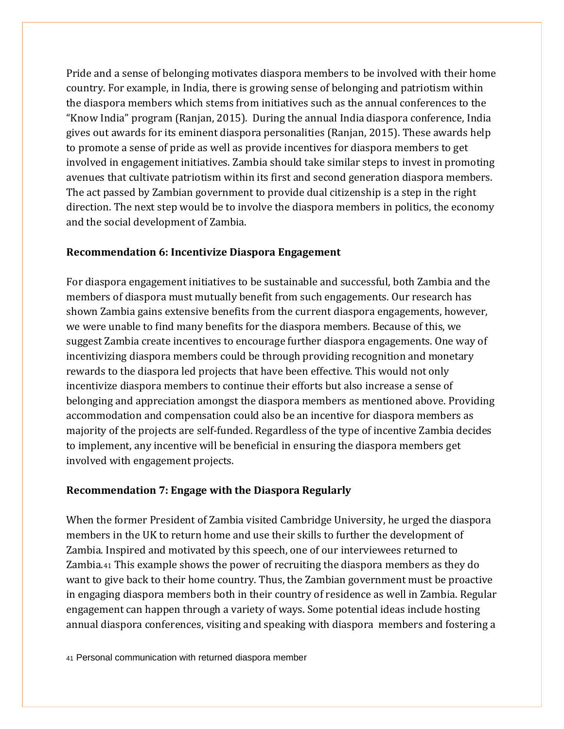Pride and a sense of belonging motivates diaspora members to be involved with their home country. For example, in India, there is growing sense of belonging and patriotism within the diaspora members which stems from initiatives such as the annual conferences to the "Know India" program (Ranjan, 2015). During the annual India diaspora conference, India gives out awards for its eminent diaspora personalities (Ranjan, 2015). These awards help to promote a sense of pride as well as provide incentives for diaspora members to get involved in engagement initiatives. Zambia should take similar steps to invest in promoting avenues that cultivate patriotism within its first and second generation diaspora members. The act passed by Zambian government to provide dual citizenship is a step in the right direction. The next step would be to involve the diaspora members in politics, the economy and the social development of Zambia.

**Recommendation 6: Incentivize Diaspora Engagement**

For diaspora engagement initiatives to be sustainable and successful, both Zambia and the members of diaspora must mutually benefit from such engagements. Our research has shown Zambia gains extensive benefits from the current diaspora engagements, however, we were unable to find many benefits for the diaspora members. Because of this, we suggest Zambia create incentives to encourage further diaspora engagements. One way of incentivizing diaspora members could be through providing recognition and monetary rewards to the diaspora led projects that have been effective. This would not only incentivize diaspora members to continue their efforts but also increase a sense of belonging and appreciation amongst the diaspora members as mentioned above. Providing accommodation and compensation could also be an incentive for diaspora members as majority of the projects are self-funded. Regardless of the type of incentive Zambia decides to implement, any incentive will be beneficial in ensuring the diaspora members get involved with engagement projects.

**Recommendation 7: Engage with the Diaspora Regularly**

When the former President of Zambia visited Cambridge University, he urged the diaspora members in the UK to return home and use their skills to further the development of Zambia. Inspired and motivated by this speech, one of our interviewees returned to Zambia.[41] This example shows the power of recruiting the diaspora members as they do want to give back to their home country. Thus, the Zambian government must be proactive in engaging diaspora members both in their country of residence as well in Zambia. Regular engagement can happen through a variety of ways. Some potential ideas include hosting annual diaspora conferences, visiting and speaking with diaspora members and fostering a

[41] Personal communication with returned diaspora member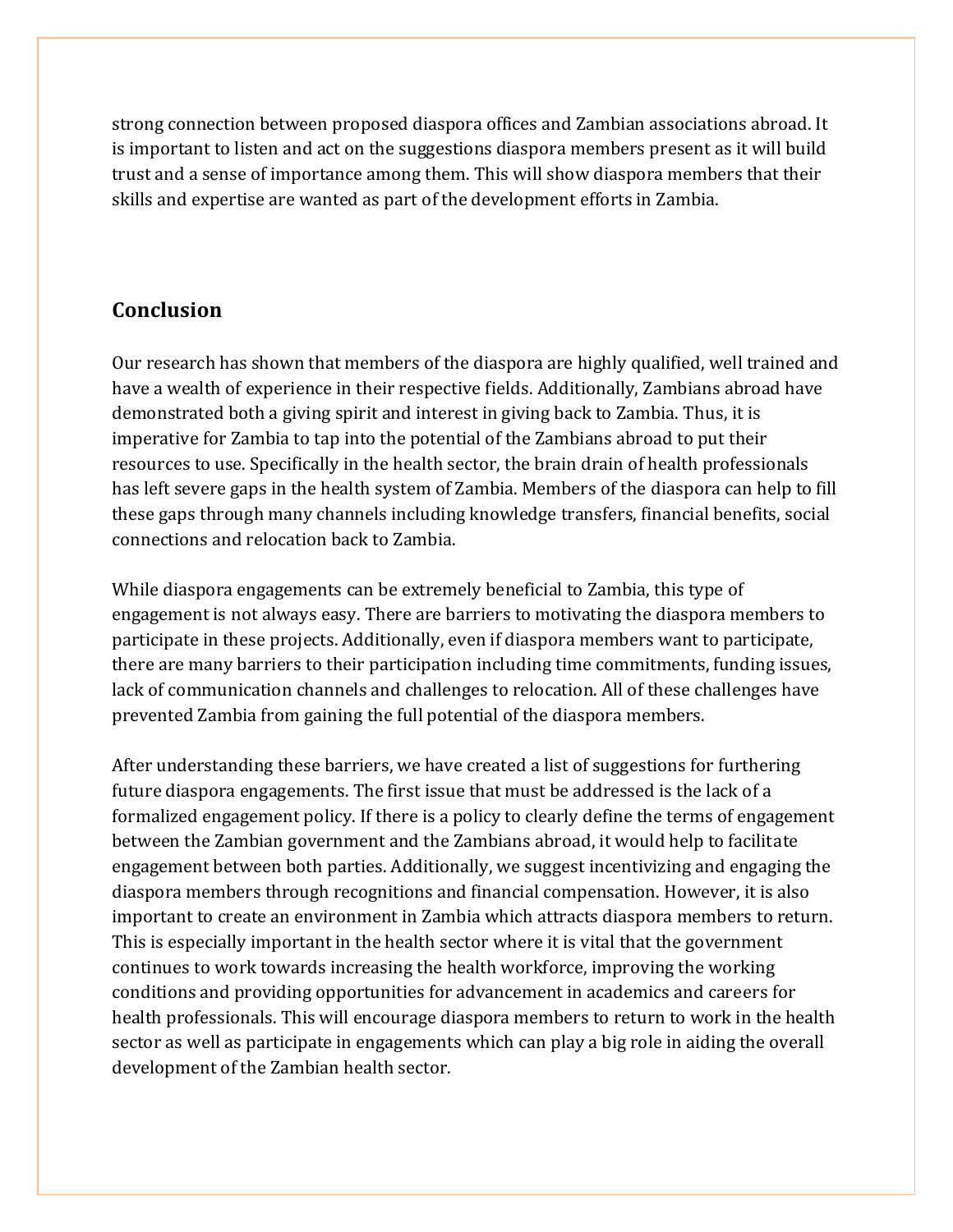strong connection between proposed diaspora offices and Zambian associations abroad. It is important to listen and act on the suggestions diaspora members present as it will build trust and a sense of importance among them. This will show diaspora members that their skills and expertise are wanted as part of the development efforts in Zambia.

## Conclusion

Our research has shown that members of the diaspora are highly qualified, well trained and have a wealth of experience in their respective fields. Additionally, Zambians abroad have demonstrated both a giving spirit and interest in giving back to Zambia. Thus, it is imperative for Zambia to tap into the potential of the Zambians abroad to put their resources to use. Specifically in the health sector, the brain drain of health professionals has left severe gaps in the health system of Zambia. Members of the diaspora can help to fill these gaps through many channels including knowledge transfers, financial benefits, social connections and relocation back to Zambia.

While diaspora engagements can be extremely beneficial to Zambia, this type of engagement is not always easy. There are barriers to motivating the diaspora members to participate in these projects. Additionally, even if diaspora members want to participate, there are many barriers to their participation including time commitments, funding issues, lack of communication channels and challenges to relocation. All of these challenges have prevented Zambia from gaining the full potential of the diaspora members.

After understanding these barriers, we have created a list of suggestions for furthering future diaspora engagements. The first issue that must be addressed is the lack of a formalized engagement policy. If there is a policy to clearly define the terms of engagement between the Zambian government and the Zambians abroad, it would help to facilitate engagement between both parties. Additionally, we suggest incentivizing and engaging the diaspora members through recognitions and financial compensation. However, it is also important to create an environment in Zambia which attracts diaspora members to return. This is especially important in the health sector where it is vital that the government continues to work towards increasing the health workforce, improving the working conditions and providing opportunities for advancement in academics and careers for health professionals. This will encourage diaspora members to return to work in the health sector as well as participate in engagements which can play a big role in aiding the overall development of the Zambian health sector.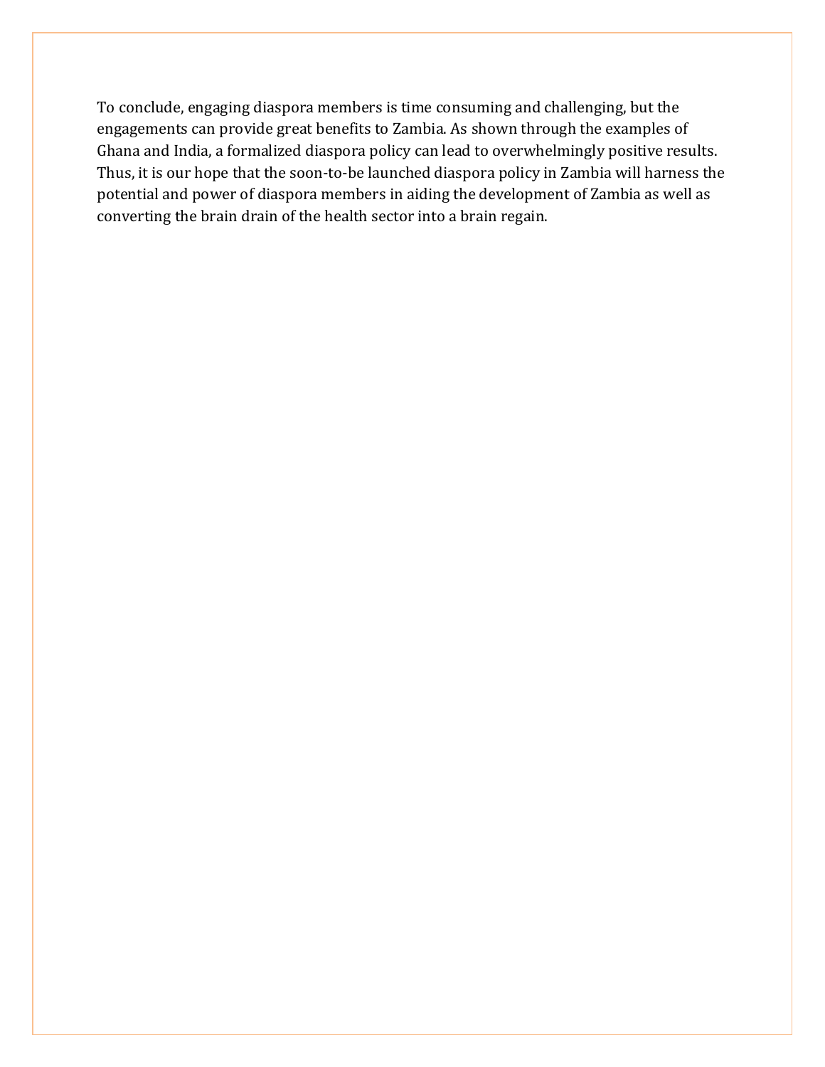To conclude, engaging diaspora members is time consuming and challenging, but the engagements can provide great benefits to Zambia. As shown through the examples of Ghana and India, a formalized diaspora policy can lead to overwhelmingly positive results. Thus, it is our hope that the soon-to-be launched diaspora policy in Zambia will harness the potential and power of diaspora members in aiding the development of Zambia as well as converting the brain drain of the health sector into a brain regain.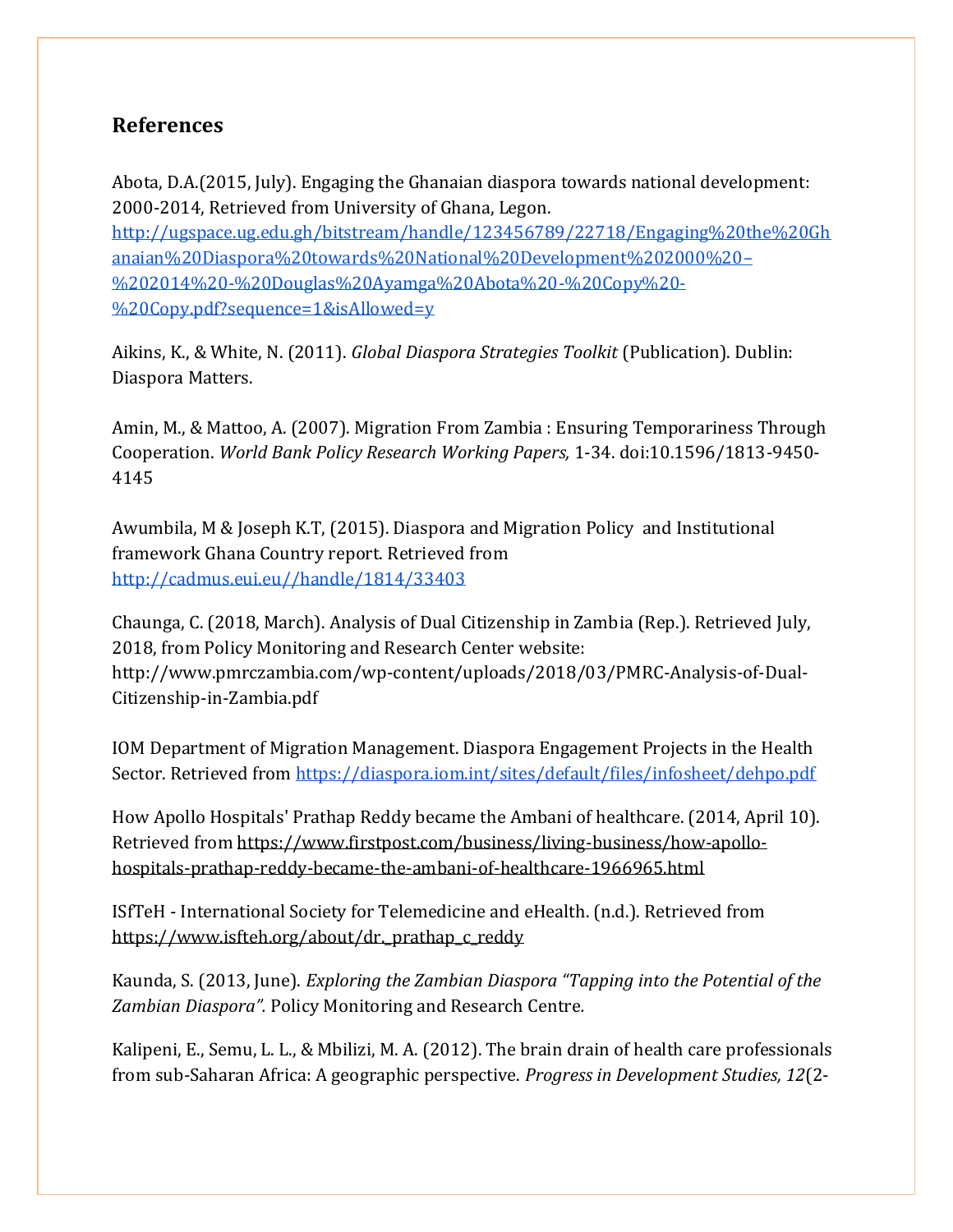## References

Abota, D.A.(2015, July). Engaging the Ghanaian diaspora towards national development: 2000-2014, Retrieved from University of Ghana, Legon. http://ugspace.ug.edu.gh/bitstream/handle/123456789/22718/Engaging%20the%20Ghanaian%20Diaspora%20towards%20National%20Development%202000%20–%202014%20-%20Douglas%20Ayamga%20Abota%20-%20Copy%20-%20Copy.pdf?sequence=1&isAllowed=y

Aikins, K., & White, N. (2011). *Global Diaspora Strategies Toolkit* (Publication). Dublin: Diaspora Matters.

Amin, M., & Mattoo, A. (2007). Migration From Zambia : Ensuring Temporariness Through Cooperation. *World Bank Policy Research Working Papers,* 1-34. doi:10.1596/1813-9450-4145

Awumbila, M & Joseph K.T, (2015). Diaspora and Migration Policy and Institutional framework Ghana Country report. Retrieved from http://cadmus.eui.eu//handle/1814/33403

Chaunga, C. (2018, March). Analysis of Dual Citizenship in Zambia (Rep.). Retrieved July, 2018, from Policy Monitoring and Research Center website: http://www.pmrczambia.com/wp-content/uploads/2018/03/PMRC-Analysis-of-Dual-Citizenship-in-Zambia.pdf

IOM Department of Migration Management. Diaspora Engagement Projects in the Health Sector. Retrieved from https://diaspora.iom.int/sites/default/files/infosheet/dehpo.pdf

How Apollo Hospitals' Prathap Reddy became the Ambani of healthcare. (2014, April 10). Retrieved from https://www.firstpost.com/business/living-business/how-apollo-hospitals-prathap-reddy-became-the-ambani-of-healthcare-1966965.html

ISfTeH - International Society for Telemedicine and eHealth. (n.d.). Retrieved from https://www.isfteh.org/about/dr._prathap_c_reddy

Kaunda, S. (2013, June). *Exploring the Zambian Diaspora "Tapping into the Potential of the Zambian Diaspora".* Policy Monitoring and Research Centre.

Kalipeni, E., Semu, L. L., & Mbilizi, M. A. (2012). The brain drain of health care professionals from sub-Saharan Africa: A geographic perspective. *Progress in Development Studies, 12*(2-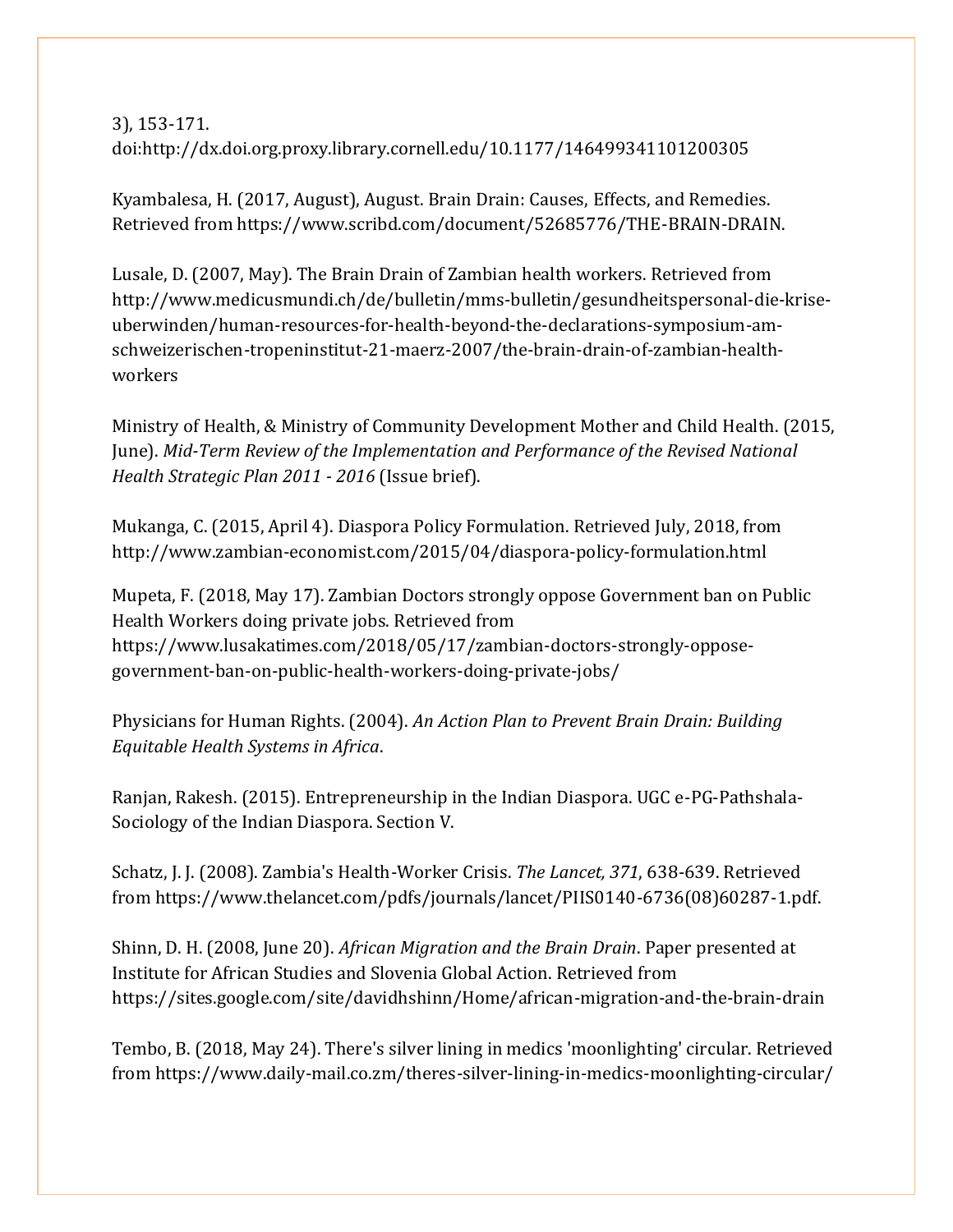3), 153-171.
doi:http://dx.doi.org.proxy.library.cornell.edu/10.1177/146499341101200305

Kyambalesa, H. (2017, August), August. Brain Drain: Causes, Effects, and Remedies. Retrieved from https://www.scribd.com/document/52685776/THE-BRAIN-DRAIN.

Lusale, D. (2007, May). The Brain Drain of Zambian health workers. Retrieved from http://www.medicusmundi.ch/de/bulletin/mms-bulletin/gesundheitspersonal-die-krise-uberwinden/human-resources-for-health-beyond-the-declarations-symposium-am-schweizerischen-tropeninstitut-21-maerz-2007/the-brain-drain-of-zambian-health-workers

Ministry of Health, & Ministry of Community Development Mother and Child Health. (2015, June). *Mid-Term Review of the Implementation and Performance of the Revised National Health Strategic Plan 2011 - 2016* (Issue brief).

Mukanga, C. (2015, April 4). Diaspora Policy Formulation. Retrieved July, 2018, from http://www.zambian-economist.com/2015/04/diaspora-policy-formulation.html

Mupeta, F. (2018, May 17). Zambian Doctors strongly oppose Government ban on Public Health Workers doing private jobs. Retrieved from https://www.lusakatimes.com/2018/05/17/zambian-doctors-strongly-oppose-government-ban-on-public-health-workers-doing-private-jobs/

Physicians for Human Rights. (2004). *An Action Plan to Prevent Brain Drain: Building Equitable Health Systems in Africa*.

Ranjan, Rakesh. (2015). Entrepreneurship in the Indian Diaspora. UGC e-PG-Pathshala-Sociology of the Indian Diaspora. Section V.

Schatz, J. J. (2008). Zambia's Health-Worker Crisis. *The Lancet, 371*, 638-639. Retrieved from https://www.thelancet.com/pdfs/journals/lancet/PIIS0140-6736(08)60287-1.pdf.

Shinn, D. H. (2008, June 20). *African Migration and the Brain Drain*. Paper presented at Institute for African Studies and Slovenia Global Action. Retrieved from https://sites.google.com/site/davidhshinn/Home/african-migration-and-the-brain-drain

Tembo, B. (2018, May 24). There's silver lining in medics 'moonlighting' circular. Retrieved from https://www.daily-mail.co.zm/theres-silver-lining-in-medics-moonlighting-circular/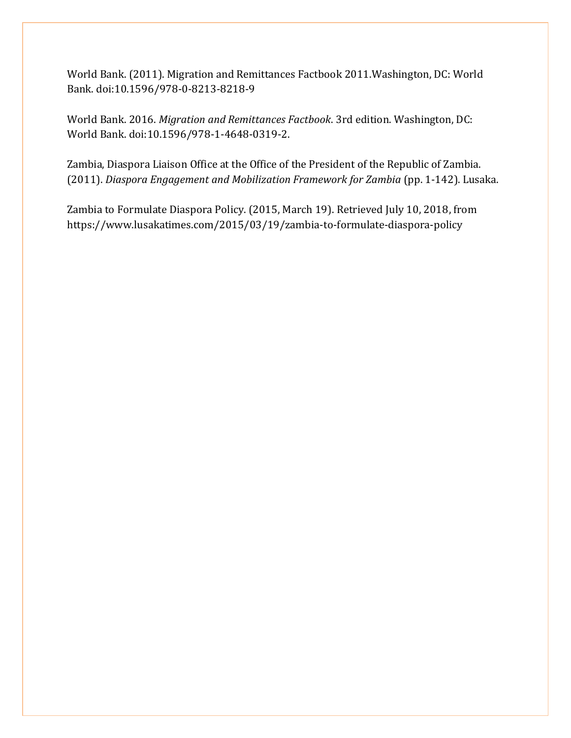World Bank. (2011). Migration and Remittances Factbook 2011.Washington, DC: World Bank. doi:10.1596/978-0-8213-8218-9

World Bank. 2016. *Migration and Remittances Factbook*. 3rd edition. Washington, DC: World Bank. doi:10.1596/978-1-4648-0319-2.

Zambia, Diaspora Liaison Office at the Office of the President of the Republic of Zambia. (2011). *Diaspora Engagement and Mobilization Framework for Zambia* (pp. 1-142). Lusaka.

Zambia to Formulate Diaspora Policy. (2015, March 19). Retrieved July 10, 2018, from https://www.lusakatimes.com/2015/03/19/zambia-to-formulate-diaspora-policy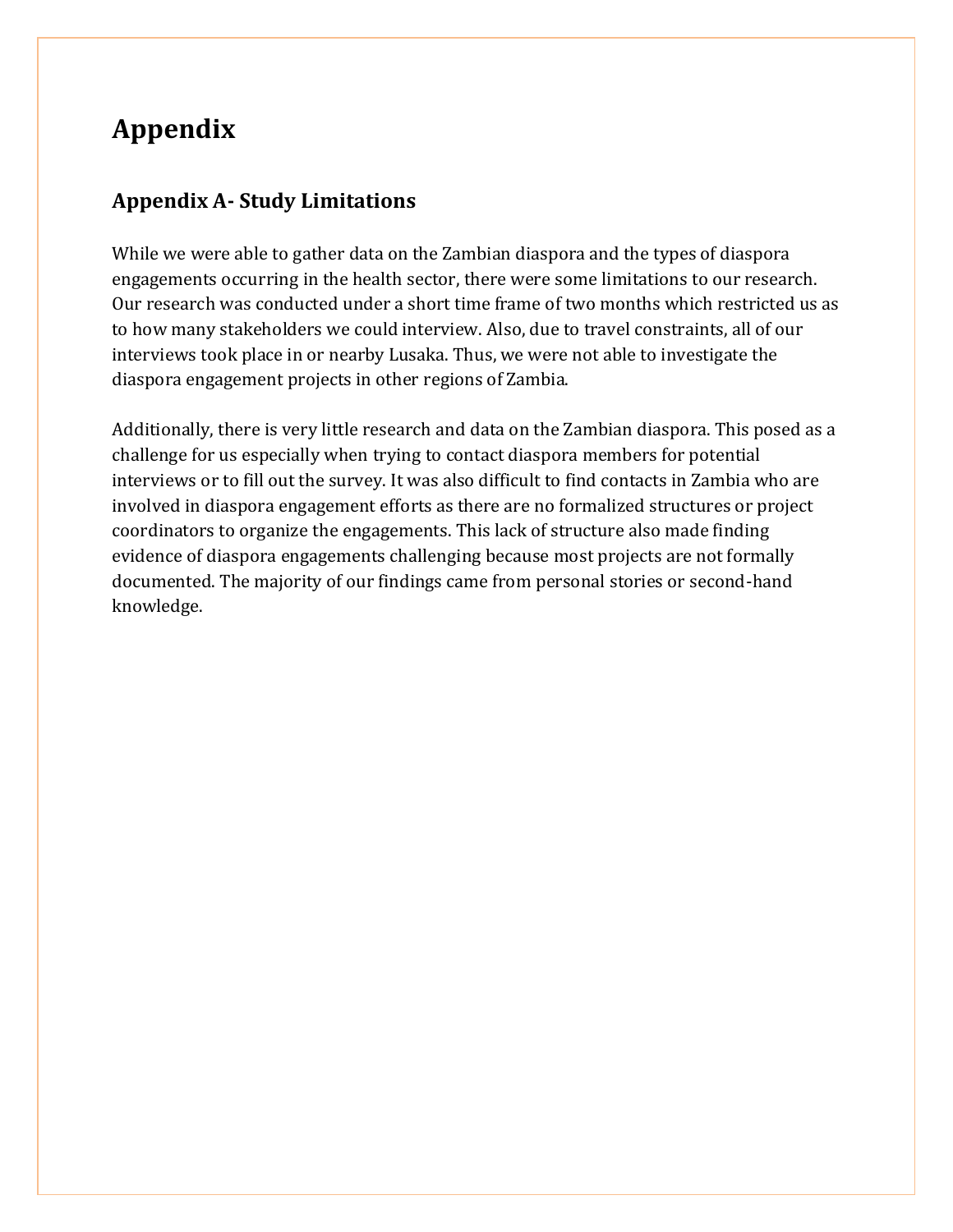# Appendix

## Appendix A- Study Limitations

While we were able to gather data on the Zambian diaspora and the types of diaspora engagements occurring in the health sector, there were some limitations to our research. Our research was conducted under a short time frame of two months which restricted us as to how many stakeholders we could interview. Also, due to travel constraints, all of our interviews took place in or nearby Lusaka. Thus, we were not able to investigate the diaspora engagement projects in other regions of Zambia.

Additionally, there is very little research and data on the Zambian diaspora. This posed as a challenge for us especially when trying to contact diaspora members for potential interviews or to fill out the survey. It was also difficult to find contacts in Zambia who are involved in diaspora engagement efforts as there are no formalized structures or project coordinators to organize the engagements. This lack of structure also made finding evidence of diaspora engagements challenging because most projects are not formally documented. The majority of our findings came from personal stories or second-hand knowledge.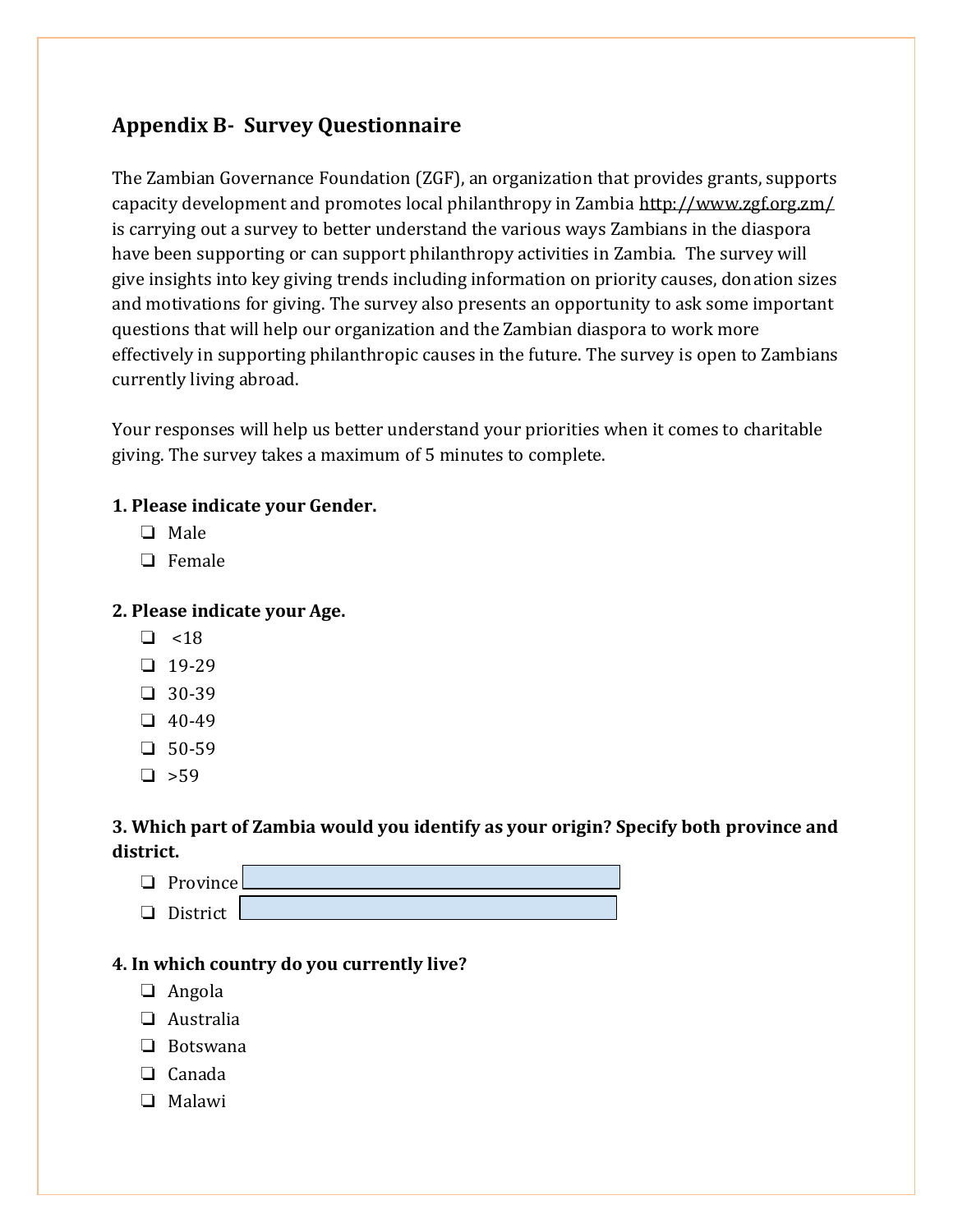## Appendix B- Survey Questionnaire

The Zambian Governance Foundation (ZGF), an organization that provides grants, supports capacity development and promotes local philanthropy in Zambia http://www.zgf.org.zm/ is carrying out a survey to better understand the various ways Zambians in the diaspora have been supporting or can support philanthropy activities in Zambia. The survey will give insights into key giving trends including information on priority causes, donation sizes and motivations for giving. The survey also presents an opportunity to ask some important questions that will help our organization and the Zambian diaspora to work more effectively in supporting philanthropic causes in the future. The survey is open to Zambians currently living abroad.

Your responses will help us better understand your priorities when it comes to charitable giving. The survey takes a maximum of 5 minutes to complete.

**1. Please indicate your Gender.**

- ❑ Male
- ❑ Female

**2. Please indicate your Age.**

- ❑ <18
- ❑ 19-29
- ❑ 30-39
- ❑ 40-49
- ❑ 50-59
- ❑ >59

**3. Which part of Zambia would you identify as your origin? Specify both province and district.**

- ❑ Province ____________________
- ❑ District ____________________

**4. In which country do you currently live?**

- ❑ Angola
- ❑ Australia
- ❑ Botswana
- ❑ Canada
- ❑ Malawi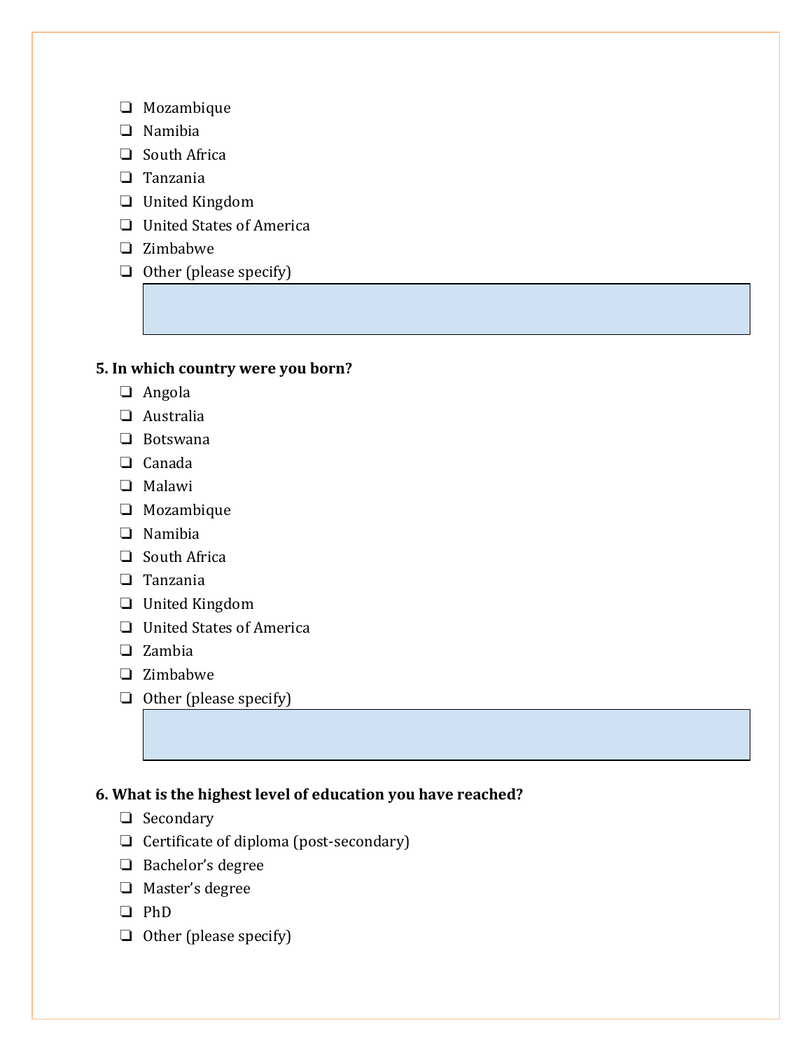- ❏ Mozambique
- ❏ Namibia
- ❏ South Africa
- ❏ Tanzania
- ❏ United Kingdom
- ❏ United States of America
- ❏ Zimbabwe
- ❏ Other (please specify)

**5. In which country were you born?**

- ❏ Angola
- ❏ Australia
- ❏ Botswana
- ❏ Canada
- ❏ Malawi
- ❏ Mozambique
- ❏ Namibia
- ❏ South Africa
- ❏ Tanzania
- ❏ United Kingdom
- ❏ United States of America
- ❏ Zambia
- ❏ Zimbabwe
- ❏ Other (please specify)

**6. What is the highest level of education you have reached?**

- ❏ Secondary
- ❏ Certificate of diploma (post-secondary)
- ❏ Bachelor's degree
- ❏ Master's degree
- ❏ PhD
- ❏ Other (please specify)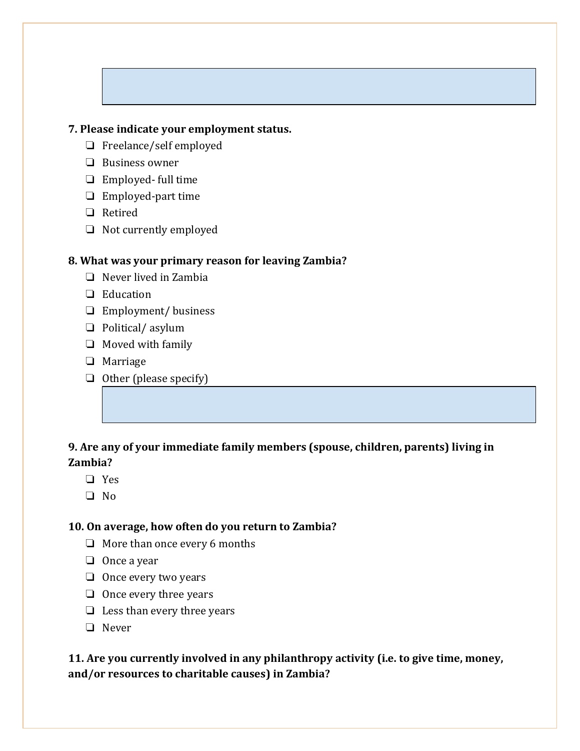**7. Please indicate your employment status.**

- ❏ Freelance/self employed
- ❏ Business owner
- ❏ Employed- full time
- ❏ Employed-part time
- ❏ Retired
- ❏ Not currently employed

**8. What was your primary reason for leaving Zambia?**

- ❏ Never lived in Zambia
- ❏ Education
- ❏ Employment/ business
- ❏ Political/ asylum
- ❏ Moved with family
- ❏ Marriage
- ❏ Other (please specify)

**9. Are any of your immediate family members (spouse, children, parents) living in Zambia?**

- ❏ Yes
- ❏ No

**10. On average, how often do you return to Zambia?**

- ❏ More than once every 6 months
- ❏ Once a year
- ❏ Once every two years
- ❏ Once every three years
- ❏ Less than every three years
- ❏ Never

**11. Are you currently involved in any philanthropy activity (i.e. to give time, money, and/or resources to charitable causes) in Zambia?**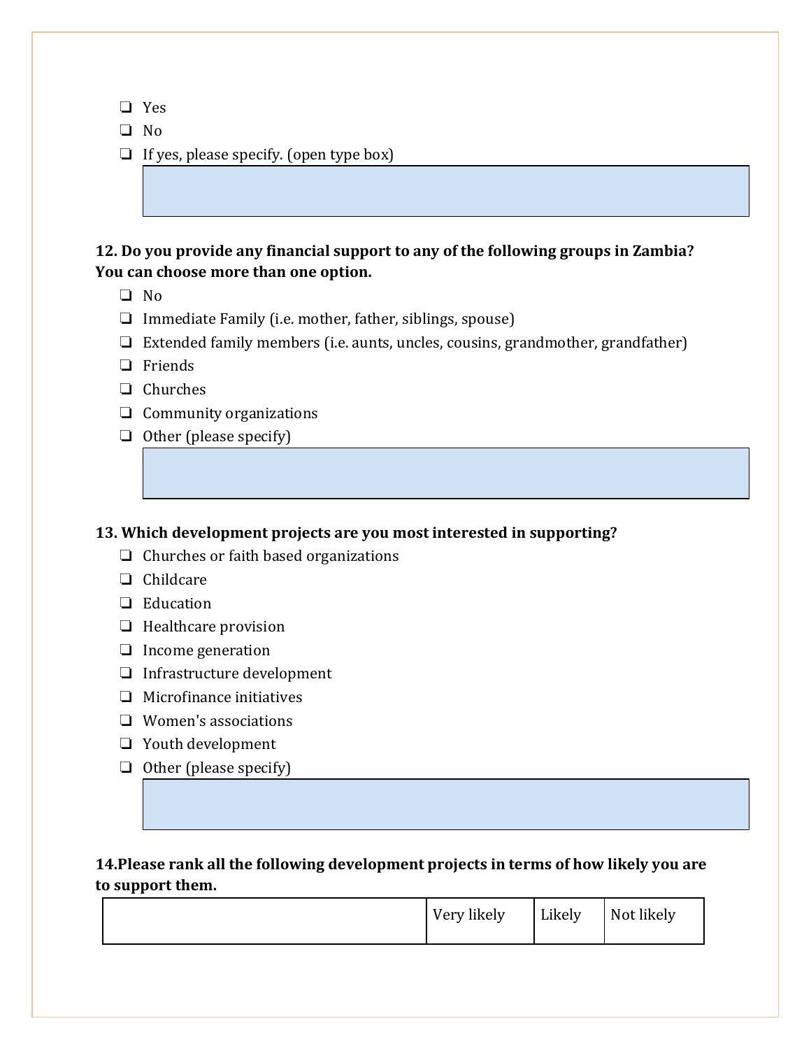- ❑ Yes
- ❑ No
- ❑ If yes, please specify. (open type box)

|   |
|---|
|   |

**12. Do you provide any financial support to any of the following groups in Zambia? You can choose more than one option.**

- ❑ No
- ❑ Immediate Family (i.e. mother, father, siblings, spouse)
- ❑ Extended family members (i.e. aunts, uncles, cousins, grandmother, grandfather)
- ❑ Friends
- ❑ Churches
- ❑ Community organizations
- ❑ Other (please specify)

|   |
|---|
|   |

**13. Which development projects are you most interested in supporting?**

- ❑ Churches or faith based organizations
- ❑ Childcare
- ❑ Education
- ❑ Healthcare provision
- ❑ Income generation
- ❑ Infrastructure development
- ❑ Microfinance initiatives
- ❑ Women's associations
- ❑ Youth development
- ❑ Other (please specify)

|   |
|---|
|   |

**14.Please rank all the following development projects in terms of how likely you are to support them.**

|   | Very likely | Likely | Not likely |
|---|---|---|---|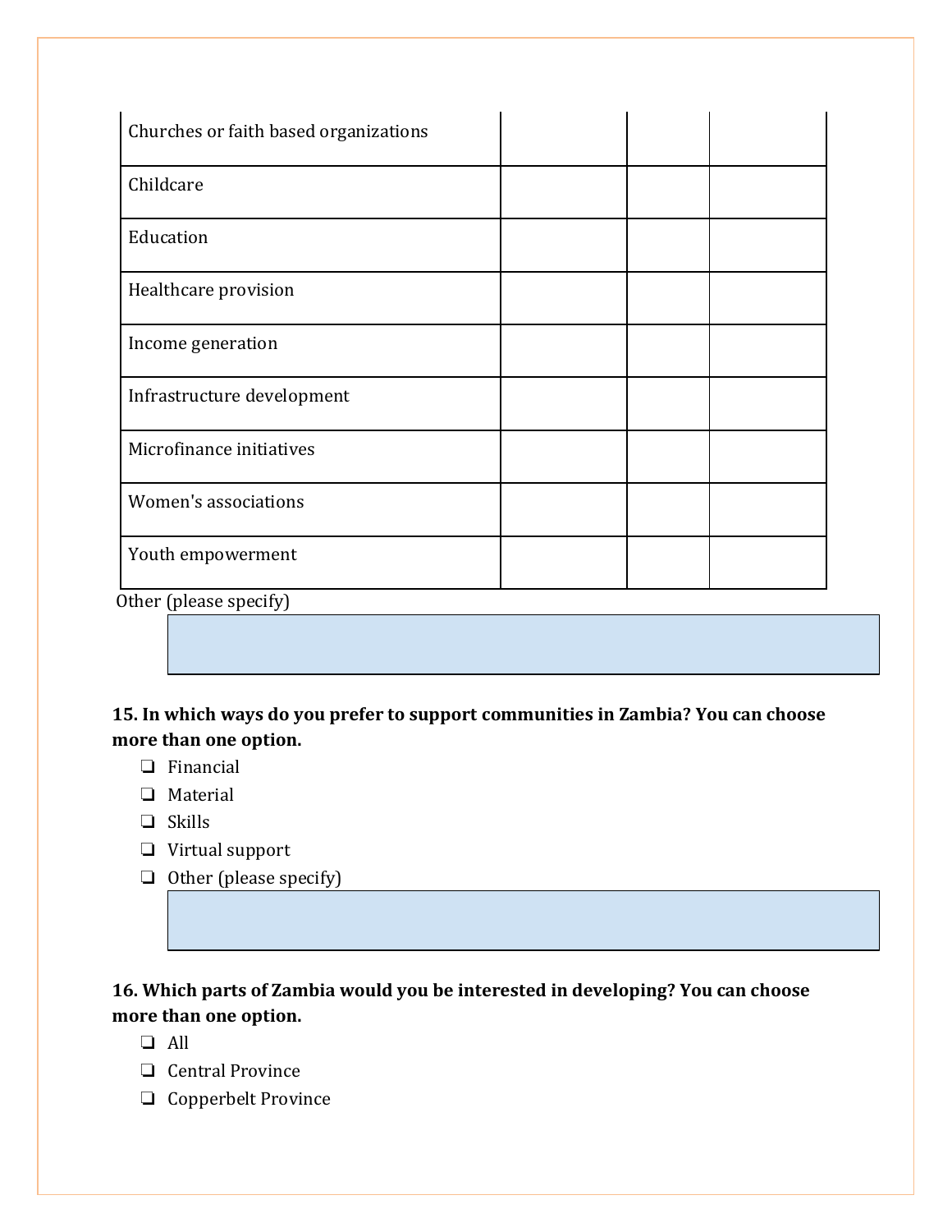| | | | |
|---|---|---|---|
| Churches or faith based organizations | | | |
| Childcare | | | |
| Education | | | |
| Healthcare provision | | | |
| Income generation | | | |
| Infrastructure development | | | |
| Microfinance initiatives | | | |
| Women's associations | | | |
| Youth empowerment | | | |

Other (please specify)

**15. In which ways do you prefer to support communities in Zambia? You can choose more than one option.**

- ❏ Financial
- ❏ Material
- ❏ Skills
- ❏ Virtual support
- ❏ Other (please specify)

**16. Which parts of Zambia would you be interested in developing? You can choose more than one option.**

- ❏ All
- ❏ Central Province
- ❏ Copperbelt Province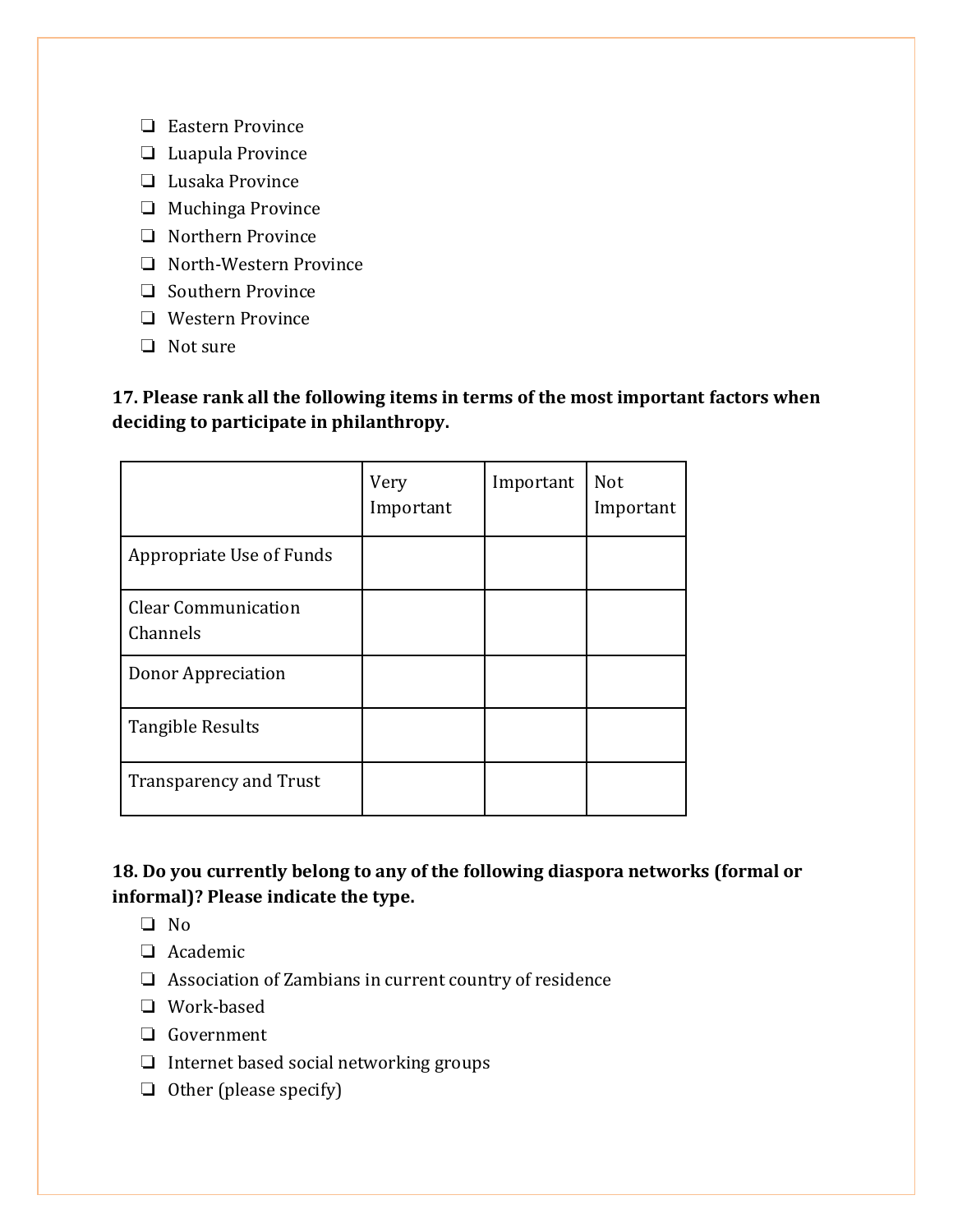- ❏ Eastern Province
- ❏ Luapula Province
- ❏ Lusaka Province
- ❏ Muchinga Province
- ❏ Northern Province
- ❏ North-Western Province
- ❏ Southern Province
- ❏ Western Province
- ❏ Not sure

**17. Please rank all the following items in terms of the most important factors when deciding to participate in philanthropy.**

| | Very Important | Important | Not Important |
|---|---|---|---|
| Appropriate Use of Funds | | | |
| Clear Communication Channels | | | |
| Donor Appreciation | | | |
| Tangible Results | | | |
| Transparency and Trust | | | |

**18. Do you currently belong to any of the following diaspora networks (formal or informal)? Please indicate the type.**

- ❏ No
- ❏ Academic
- ❏ Association of Zambians in current country of residence
- ❏ Work-based
- ❏ Government
- ❏ Internet based social networking groups
- ❏ Other (please specify)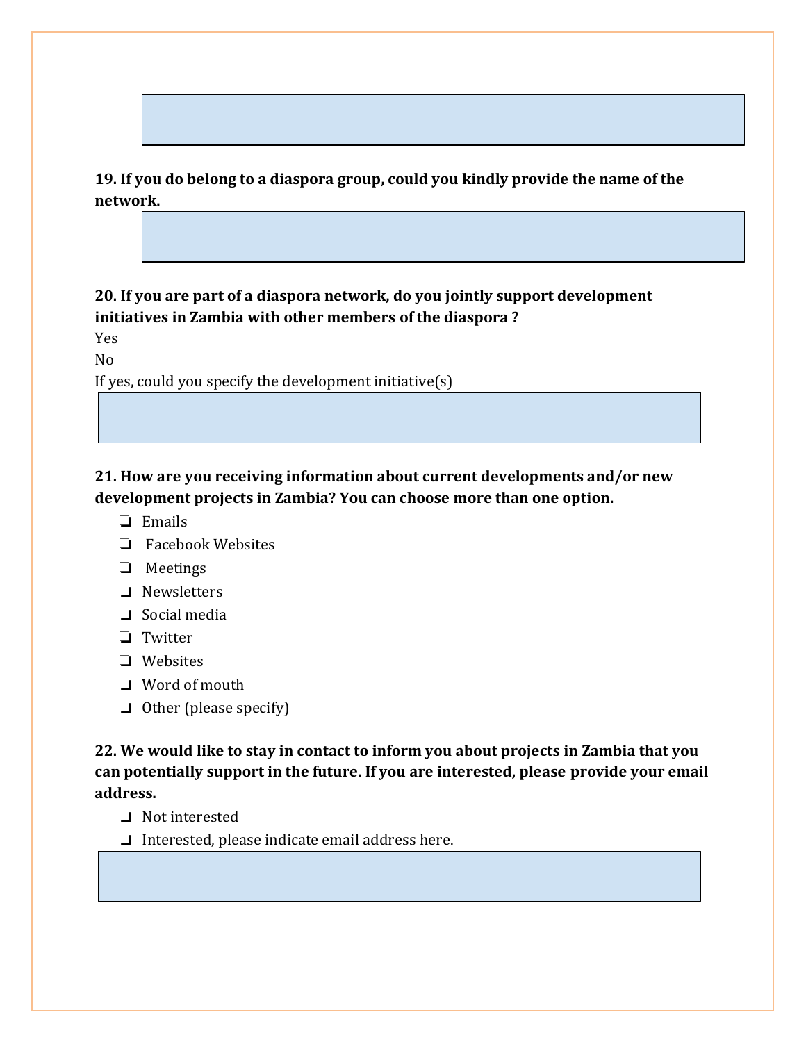**19. If you do belong to a diaspora group, could you kindly provide the name of the network.**

**20. If you are part of a diaspora network, do you jointly support development initiatives in Zambia with other members of the diaspora ?**

Yes

No

If yes, could you specify the development initiative(s)

**21. How are you receiving information about current developments and/or new development projects in Zambia? You can choose more than one option.**

- ❏ Emails
- ❏ Facebook Websites
- ❏ Meetings
- ❏ Newsletters
- ❏ Social media
- ❏ Twitter
- ❏ Websites
- ❏ Word of mouth
- ❏ Other (please specify)

**22. We would like to stay in contact to inform you about projects in Zambia that you can potentially support in the future. If you are interested, please provide your email address.**

- ❏ Not interested
- ❏ Interested, please indicate email address here.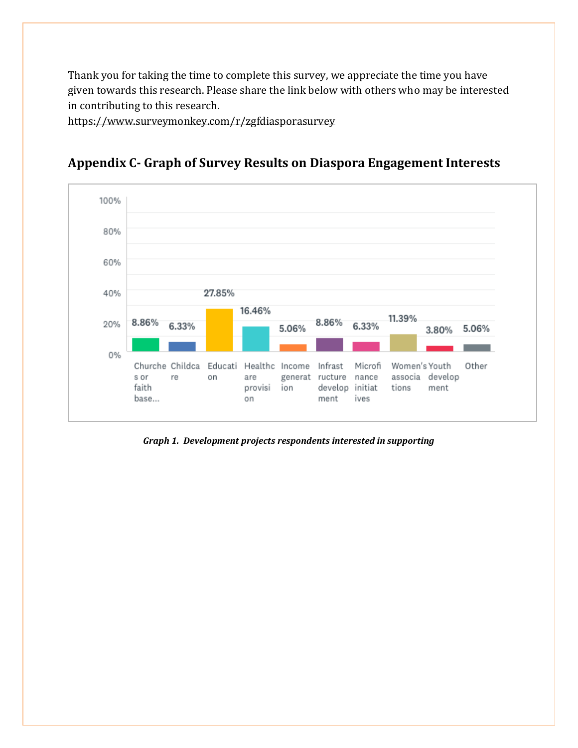Thank you for taking the time to complete this survey, we appreciate the time you have given towards this research. Please share the link below with others who may be interested in contributing to this research.
https://www.surveymonkey.com/r/zgfdiasporasurvey

## Appendix C- Graph of Survey Results on Diaspora Engagement Interests

100%
80%
60%
40%
20%
0%

8.86% Churches or faith base...
6.33% Childcare
27.85% Education
16.46% Healthcare provision
5.06% Income generation
8.86% Infrastructure development
6.33% Microfinance initiatives
11.39% Women's associations
3.80% Youth development
5.06% Other

*Graph 1. Development projects respondents interested in supporting*